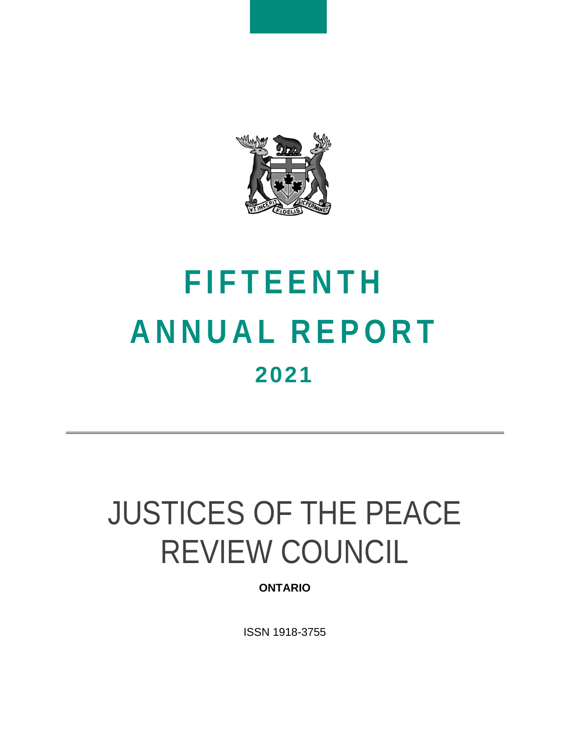# FIFTEENTH ANNUAL REPORT

## 2021

# JUSTICES OF THE PEACE REVIEW COUNCIL

**ONTARIO**

ISSN 1918-3755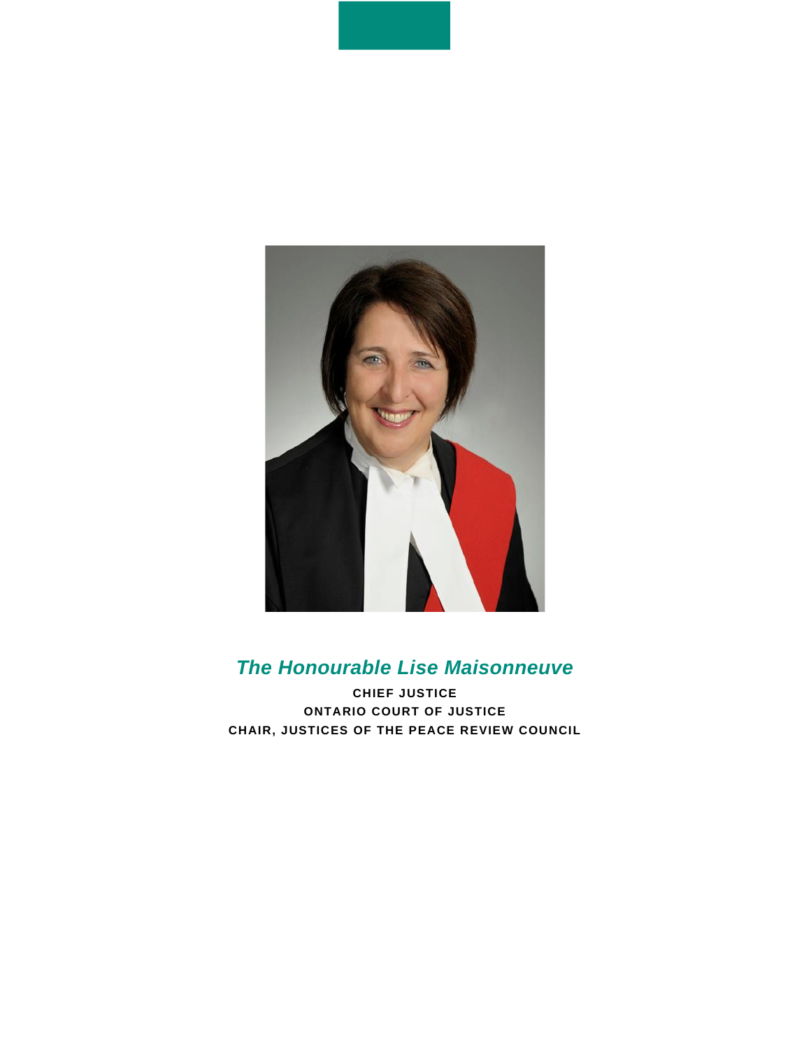*The Honourable Lise Maisonneuve*

**CHIEF JUSTICE**

**ONTARIO COURT OF JUSTICE**

**CHAIR, JUSTICES OF THE PEACE REVIEW COUNCIL**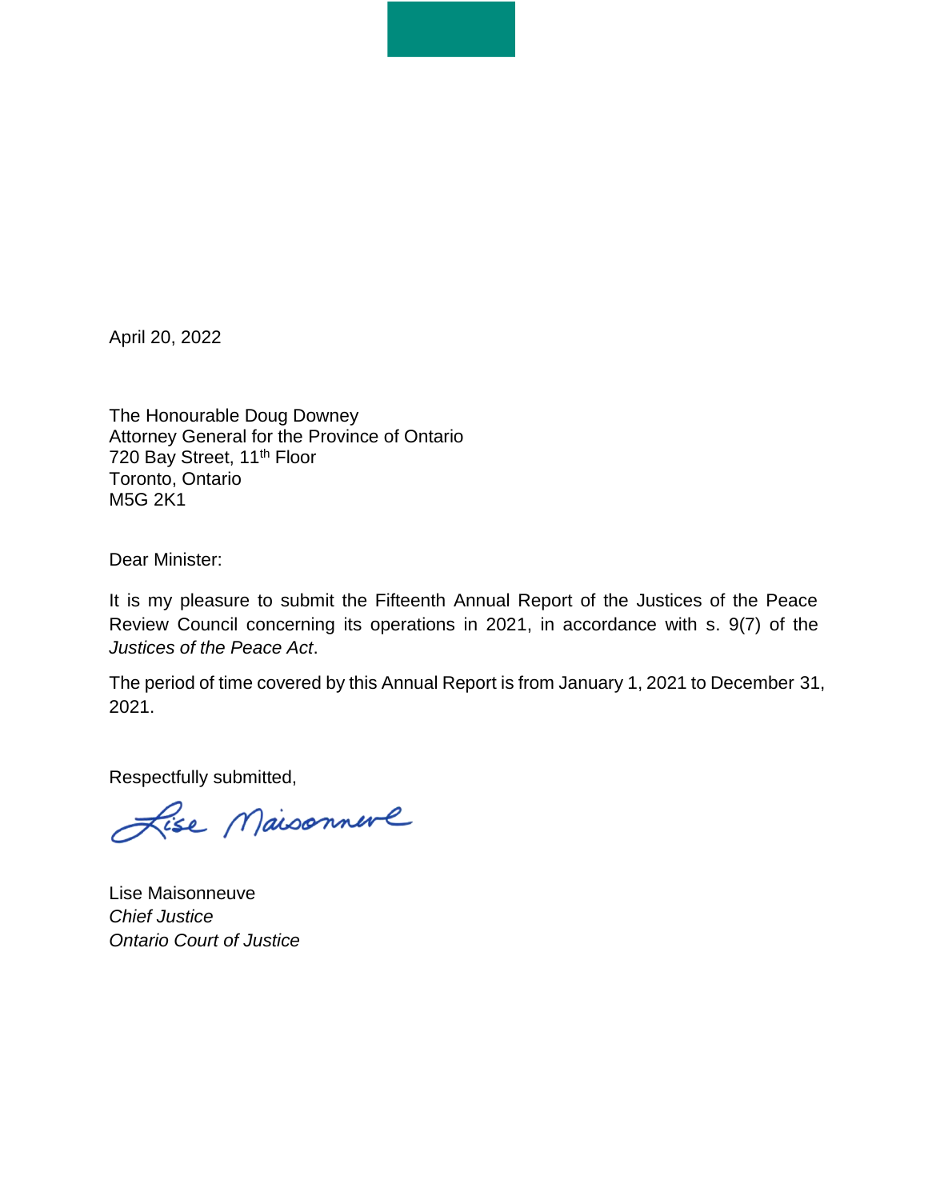April 20, 2022

The Honourable Doug Downey
Attorney General for the Province of Ontario
720 Bay Street, 11th Floor
Toronto, Ontario
M5G 2K1

Dear Minister:

It is my pleasure to submit the Fifteenth Annual Report of the Justices of the Peace Review Council concerning its operations in 2021, in accordance with s. 9(7) of the *Justices of the Peace Act*.

The period of time covered by this Annual Report is from January 1, 2021 to December 31, 2021.

Respectfully submitted,

Lise Maisonneuve
*Chief Justice*
*Ontario Court of Justice*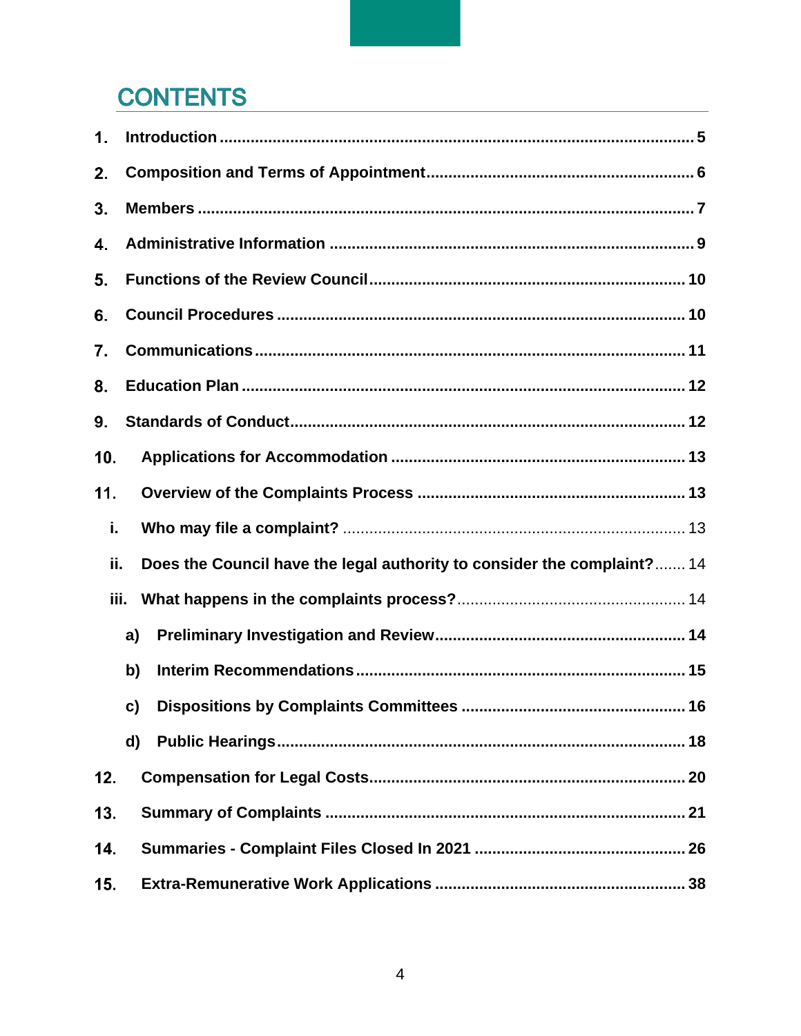# CONTENTS

1. **Introduction** ........................................................ 5
2. **Composition and Terms of Appointment** .................. 6
3. **Members** ............................................................. 7
4. **Administrative Information** ...................................... 9
5. **Functions of the Review Council** ............................. 10
6. **Council Procedures** ................................................ 10
7. **Communications** .................................................... 11
8. **Education Plan** ...................................................... 12
9. **Standards of Conduct** ............................................. 12
10. **Applications for Accommodation** ........................... 13
11. **Overview of the Complaints Process** ...................... 13
    - i. **Who may file a complaint?** ................................. 13
    - ii. **Does the Council have the legal authority to consider the complaint?** ....... 14
    - iii. **What happens in the complaints process?** ............ 14
        - a) **Preliminary Investigation and Review** .............. 14
        - b) **Interim Recommendations** ................................ 15
        - c) **Dispositions by Complaints Committees** ........... 16
        - d) **Public Hearings** ............................................... 18
12. **Compensation for Legal Costs** ................................ 20
13. **Summary of Complaints** .......................................... 21
14. **Summaries - Complaint Files Closed In 2021** .......... 26
15. **Extra-Remunerative Work Applications** .................... 38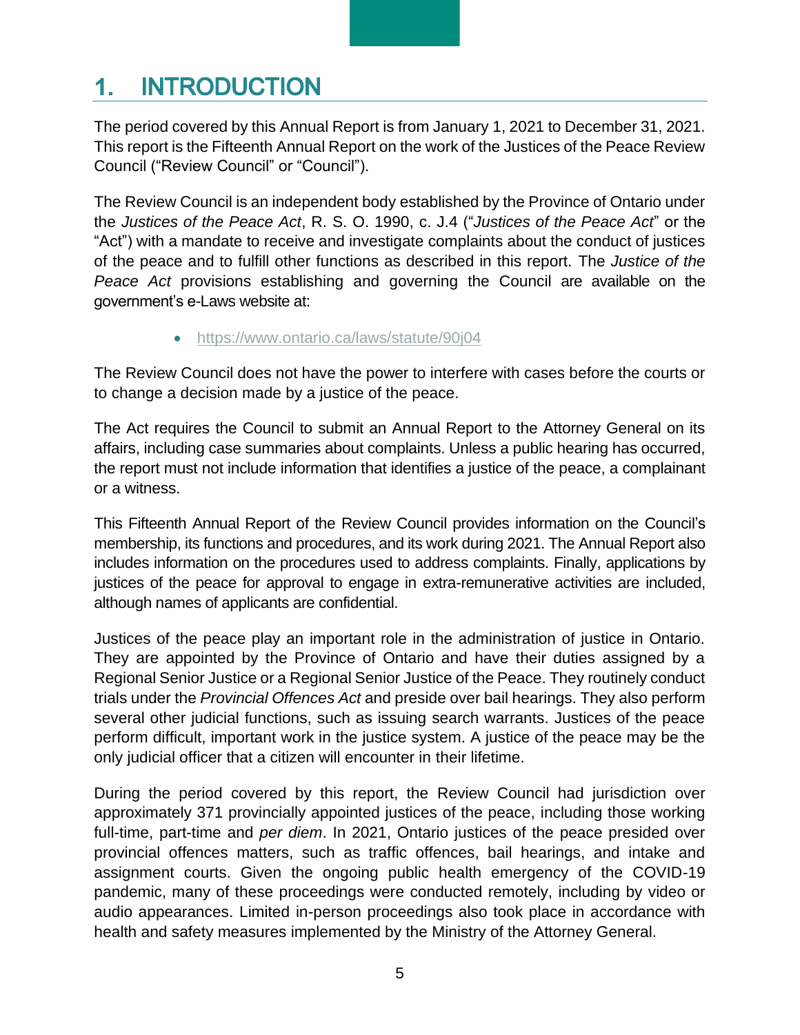# 1. INTRODUCTION

The period covered by this Annual Report is from January 1, 2021 to December 31, 2021. This report is the Fifteenth Annual Report on the work of the Justices of the Peace Review Council ("Review Council" or "Council").

The Review Council is an independent body established by the Province of Ontario under the *Justices of the Peace Act*, R. S. O. 1990, c. J.4 ("*Justices of the Peace Act*" or the "Act") with a mandate to receive and investigate complaints about the conduct of justices of the peace and to fulfill other functions as described in this report. The *Justice of the Peace Act* provisions establishing and governing the Council are available on the government's e-Laws website at:

- https://www.ontario.ca/laws/statute/90j04

The Review Council does not have the power to interfere with cases before the courts or to change a decision made by a justice of the peace.

The Act requires the Council to submit an Annual Report to the Attorney General on its affairs, including case summaries about complaints. Unless a public hearing has occurred, the report must not include information that identifies a justice of the peace, a complainant or a witness.

This Fifteenth Annual Report of the Review Council provides information on the Council's membership, its functions and procedures, and its work during 2021. The Annual Report also includes information on the procedures used to address complaints. Finally, applications by justices of the peace for approval to engage in extra-remunerative activities are included, although names of applicants are confidential.

Justices of the peace play an important role in the administration of justice in Ontario. They are appointed by the Province of Ontario and have their duties assigned by a Regional Senior Justice or a Regional Senior Justice of the Peace. They routinely conduct trials under the *Provincial Offences Act* and preside over bail hearings. They also perform several other judicial functions, such as issuing search warrants. Justices of the peace perform difficult, important work in the justice system. A justice of the peace may be the only judicial officer that a citizen will encounter in their lifetime.

During the period covered by this report, the Review Council had jurisdiction over approximately 371 provincially appointed justices of the peace, including those working full-time, part-time and *per diem*. In 2021, Ontario justices of the peace presided over provincial offences matters, such as traffic offences, bail hearings, and intake and assignment courts. Given the ongoing public health emergency of the COVID-19 pandemic, many of these proceedings were conducted remotely, including by video or audio appearances. Limited in-person proceedings also took place in accordance with health and safety measures implemented by the Ministry of the Attorney General.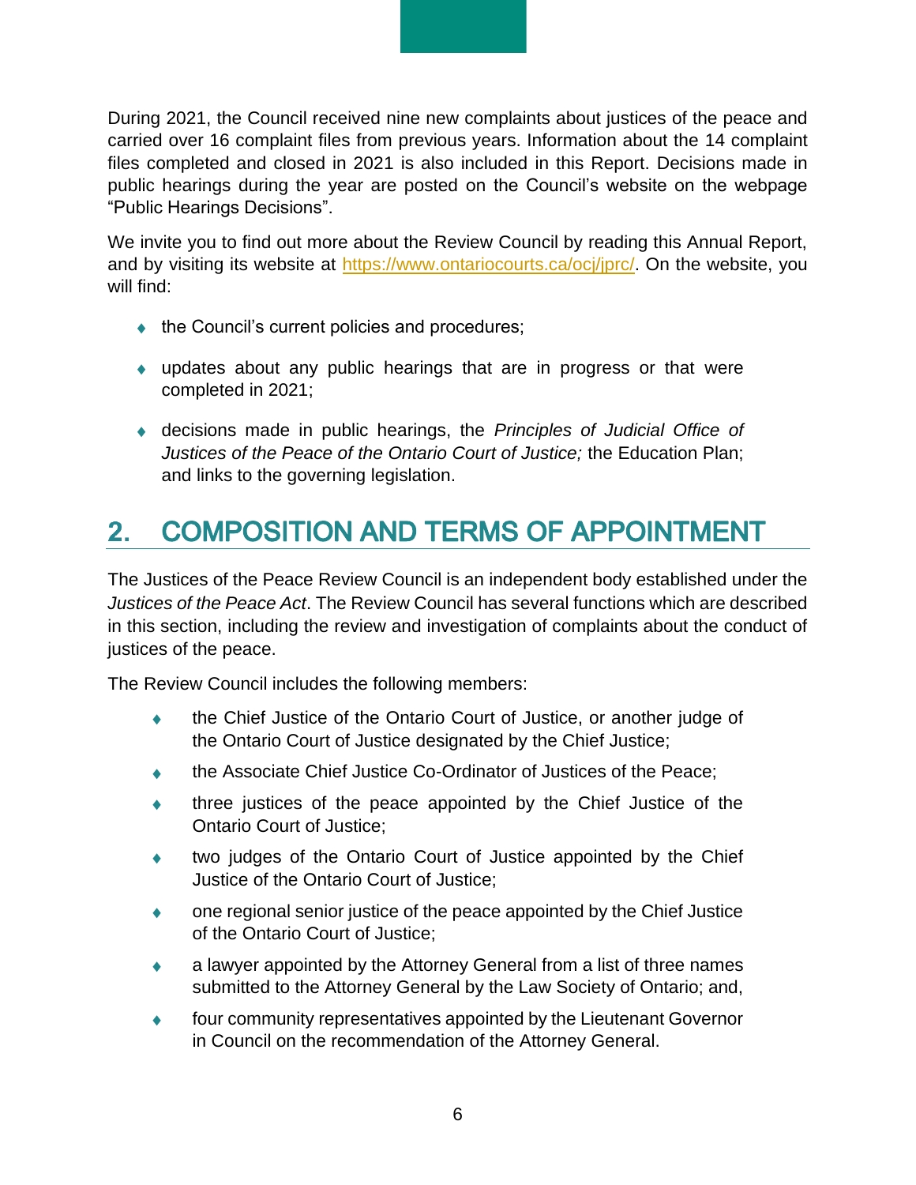During 2021, the Council received nine new complaints about justices of the peace and carried over 16 complaint files from previous years. Information about the 14 complaint files completed and closed in 2021 is also included in this Report. Decisions made in public hearings during the year are posted on the Council's website on the webpage "Public Hearings Decisions".

We invite you to find out more about the Review Council by reading this Annual Report, and by visiting its website at [https://www.ontariocourts.ca/ocj/jprc/](https://www.ontariocourts.ca/ocj/jprc/). On the website, you will find:

- the Council's current policies and procedures;
- updates about any public hearings that are in progress or that were completed in 2021;
- decisions made in public hearings, the *Principles of Judicial Office of Justices of the Peace of the Ontario Court of Justice;* the Education Plan; and links to the governing legislation.

## 2. COMPOSITION AND TERMS OF APPOINTMENT

The Justices of the Peace Review Council is an independent body established under the *Justices of the Peace Act*. The Review Council has several functions which are described in this section, including the review and investigation of complaints about the conduct of justices of the peace.

The Review Council includes the following members:

- the Chief Justice of the Ontario Court of Justice, or another judge of the Ontario Court of Justice designated by the Chief Justice;
- the Associate Chief Justice Co-Ordinator of Justices of the Peace;
- three justices of the peace appointed by the Chief Justice of the Ontario Court of Justice;
- two judges of the Ontario Court of Justice appointed by the Chief Justice of the Ontario Court of Justice;
- one regional senior justice of the peace appointed by the Chief Justice of the Ontario Court of Justice;
- a lawyer appointed by the Attorney General from a list of three names submitted to the Attorney General by the Law Society of Ontario; and,
- four community representatives appointed by the Lieutenant Governor in Council on the recommendation of the Attorney General.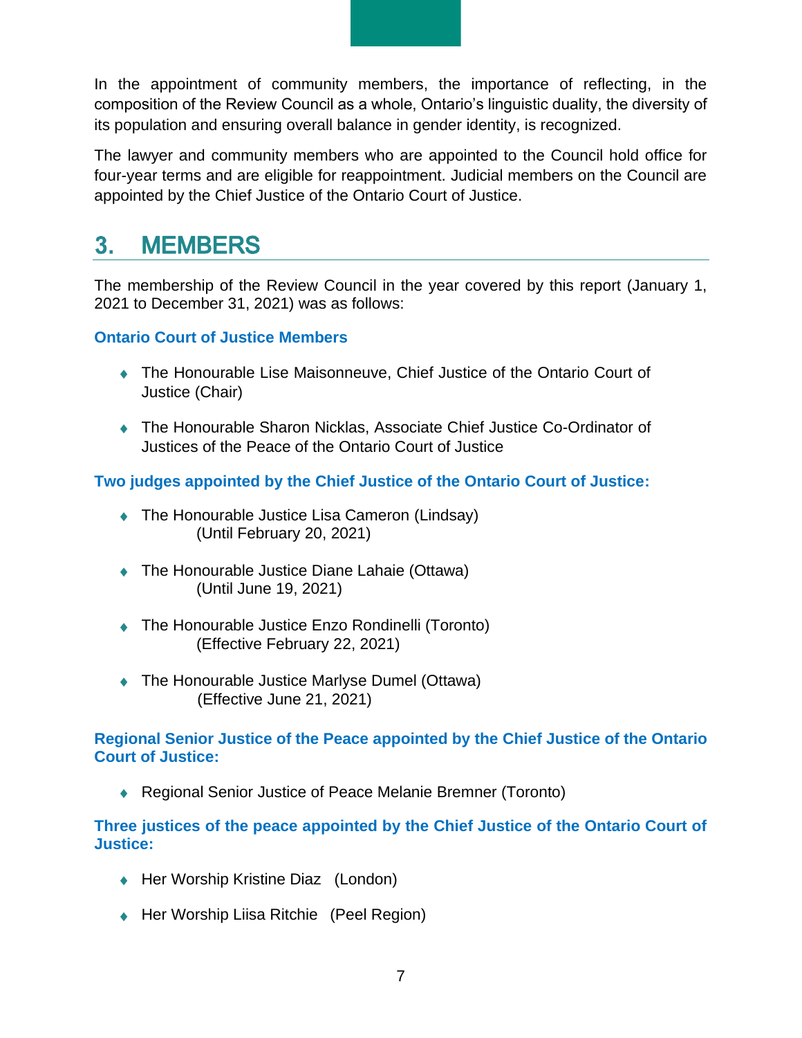In the appointment of community members, the importance of reflecting, in the composition of the Review Council as a whole, Ontario's linguistic duality, the diversity of its population and ensuring overall balance in gender identity, is recognized.

The lawyer and community members who are appointed to the Council hold office for four-year terms and are eligible for reappointment. Judicial members on the Council are appointed by the Chief Justice of the Ontario Court of Justice.

## 3. MEMBERS

The membership of the Review Council in the year covered by this report (January 1, 2021 to December 31, 2021) was as follows:

### Ontario Court of Justice Members

- The Honourable Lise Maisonneuve, Chief Justice of the Ontario Court of Justice (Chair)
- The Honourable Sharon Nicklas, Associate Chief Justice Co-Ordinator of Justices of the Peace of the Ontario Court of Justice

### Two judges appointed by the Chief Justice of the Ontario Court of Justice:

- The Honourable Justice Lisa Cameron (Lindsay)
  (Until February 20, 2021)
- The Honourable Justice Diane Lahaie (Ottawa)
  (Until June 19, 2021)
- The Honourable Justice Enzo Rondinelli (Toronto)
  (Effective February 22, 2021)
- The Honourable Justice Marlyse Dumel (Ottawa)
  (Effective June 21, 2021)

### Regional Senior Justice of the Peace appointed by the Chief Justice of the Ontario Court of Justice:

- Regional Senior Justice of Peace Melanie Bremner (Toronto)

### Three justices of the peace appointed by the Chief Justice of the Ontario Court of Justice:

- Her Worship Kristine Diaz (London)
- Her Worship Liisa Ritchie (Peel Region)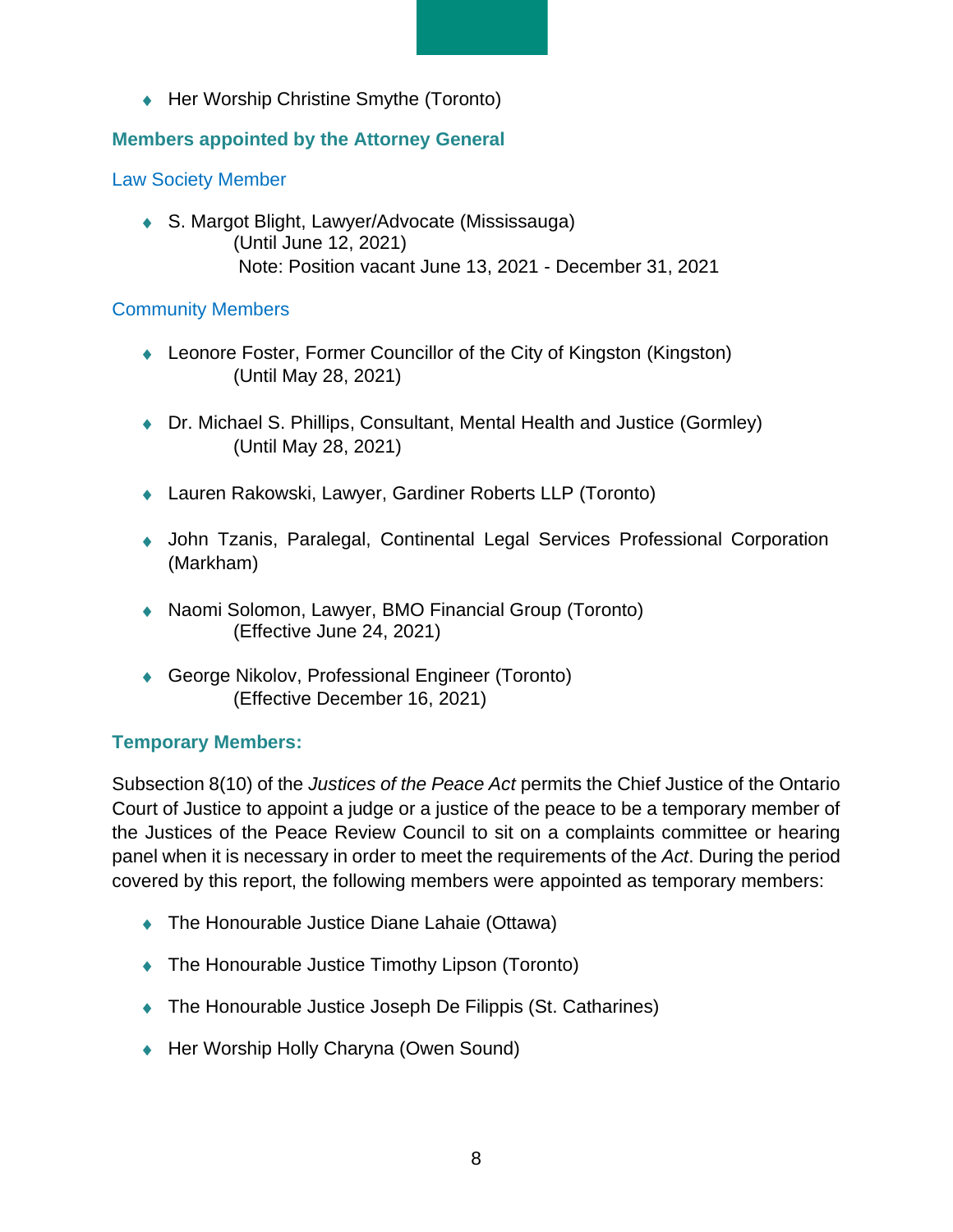- Her Worship Christine Smythe (Toronto)

### Members appointed by the Attorney General

#### Law Society Member

- S. Margot Blight, Lawyer/Advocate (Mississauga)
  (Until June 12, 2021)
  Note: Position vacant June 13, 2021 - December 31, 2021

#### Community Members

- Leonore Foster, Former Councillor of the City of Kingston (Kingston)
  (Until May 28, 2021)

- Dr. Michael S. Phillips, Consultant, Mental Health and Justice (Gormley)
  (Until May 28, 2021)

- Lauren Rakowski, Lawyer, Gardiner Roberts LLP (Toronto)

- John Tzanis, Paralegal, Continental Legal Services Professional Corporation (Markham)

- Naomi Solomon, Lawyer, BMO Financial Group (Toronto)
  (Effective June 24, 2021)

- George Nikolov, Professional Engineer (Toronto)
  (Effective December 16, 2021)

### Temporary Members:

Subsection 8(10) of the *Justices of the Peace Act* permits the Chief Justice of the Ontario Court of Justice to appoint a judge or a justice of the peace to be a temporary member of the Justices of the Peace Review Council to sit on a complaints committee or hearing panel when it is necessary in order to meet the requirements of the *Act*. During the period covered by this report, the following members were appointed as temporary members:

- The Honourable Justice Diane Lahaie (Ottawa)
- The Honourable Justice Timothy Lipson (Toronto)
- The Honourable Justice Joseph De Filippis (St. Catharines)
- Her Worship Holly Charyna (Owen Sound)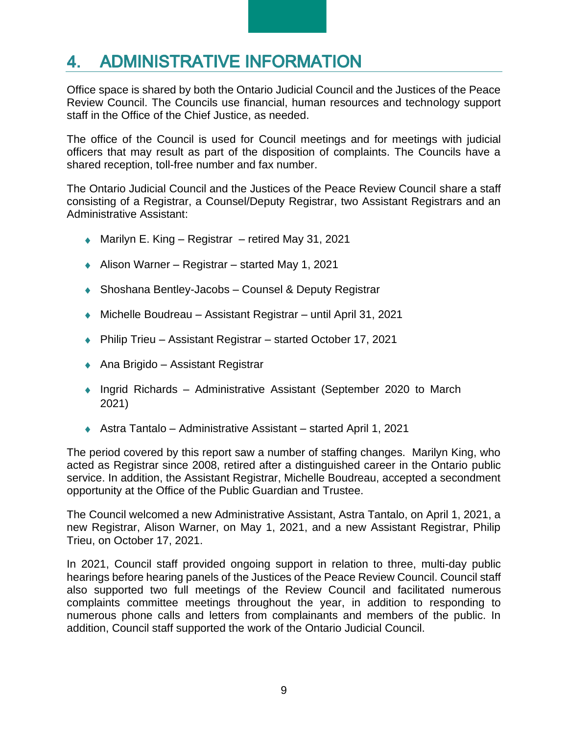# 4. ADMINISTRATIVE INFORMATION

Office space is shared by both the Ontario Judicial Council and the Justices of the Peace Review Council. The Councils use financial, human resources and technology support staff in the Office of the Chief Justice, as needed.

The office of the Council is used for Council meetings and for meetings with judicial officers that may result as part of the disposition of complaints. The Councils have a shared reception, toll-free number and fax number.

The Ontario Judicial Council and the Justices of the Peace Review Council share a staff consisting of a Registrar, a Counsel/Deputy Registrar, two Assistant Registrars and an Administrative Assistant:

- Marilyn E. King – Registrar – retired May 31, 2021
- Alison Warner – Registrar – started May 1, 2021
- Shoshana Bentley-Jacobs – Counsel & Deputy Registrar
- Michelle Boudreau – Assistant Registrar – until April 31, 2021
- Philip Trieu – Assistant Registrar – started October 17, 2021
- Ana Brigido – Assistant Registrar
- Ingrid Richards – Administrative Assistant (September 2020 to March 2021)
- Astra Tantalo – Administrative Assistant – started April 1, 2021

The period covered by this report saw a number of staffing changes. Marilyn King, who acted as Registrar since 2008, retired after a distinguished career in the Ontario public service. In addition, the Assistant Registrar, Michelle Boudreau, accepted a secondment opportunity at the Office of the Public Guardian and Trustee.

The Council welcomed a new Administrative Assistant, Astra Tantalo, on April 1, 2021, a new Registrar, Alison Warner, on May 1, 2021, and a new Assistant Registrar, Philip Trieu, on October 17, 2021.

In 2021, Council staff provided ongoing support in relation to three, multi-day public hearings before hearing panels of the Justices of the Peace Review Council. Council staff also supported two full meetings of the Review Council and facilitated numerous complaints committee meetings throughout the year, in addition to responding to numerous phone calls and letters from complainants and members of the public. In addition, Council staff supported the work of the Ontario Judicial Council.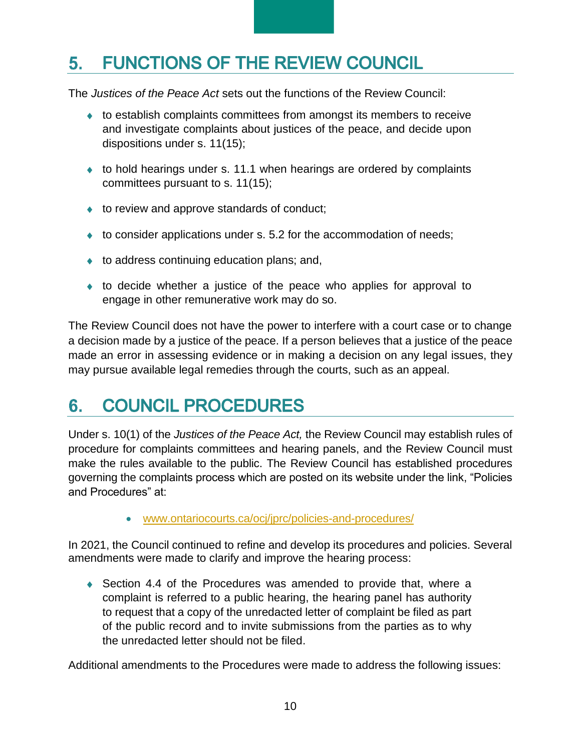# 5. FUNCTIONS OF THE REVIEW COUNCIL

The *Justices of the Peace Act* sets out the functions of the Review Council:

- to establish complaints committees from amongst its members to receive and investigate complaints about justices of the peace, and decide upon dispositions under s. 11(15);
- to hold hearings under s. 11.1 when hearings are ordered by complaints committees pursuant to s. 11(15);
- to review and approve standards of conduct;
- to consider applications under s. 5.2 for the accommodation of needs;
- to address continuing education plans; and,
- to decide whether a justice of the peace who applies for approval to engage in other remunerative work may do so.

The Review Council does not have the power to interfere with a court case or to change a decision made by a justice of the peace. If a person believes that a justice of the peace made an error in assessing evidence or in making a decision on any legal issues, they may pursue available legal remedies through the courts, such as an appeal.

# 6. COUNCIL PROCEDURES

Under s. 10(1) of the *Justices of the Peace Act,* the Review Council may establish rules of procedure for complaints committees and hearing panels, and the Review Council must make the rules available to the public. The Review Council has established procedures governing the complaints process which are posted on its website under the link, "Policies and Procedures" at:

- www.ontariocourts.ca/ocj/jprc/policies-and-procedures/

In 2021, the Council continued to refine and develop its procedures and policies. Several amendments were made to clarify and improve the hearing process:

- Section 4.4 of the Procedures was amended to provide that, where a complaint is referred to a public hearing, the hearing panel has authority to request that a copy of the unredacted letter of complaint be filed as part of the public record and to invite submissions from the parties as to why the unredacted letter should not be filed.

Additional amendments to the Procedures were made to address the following issues: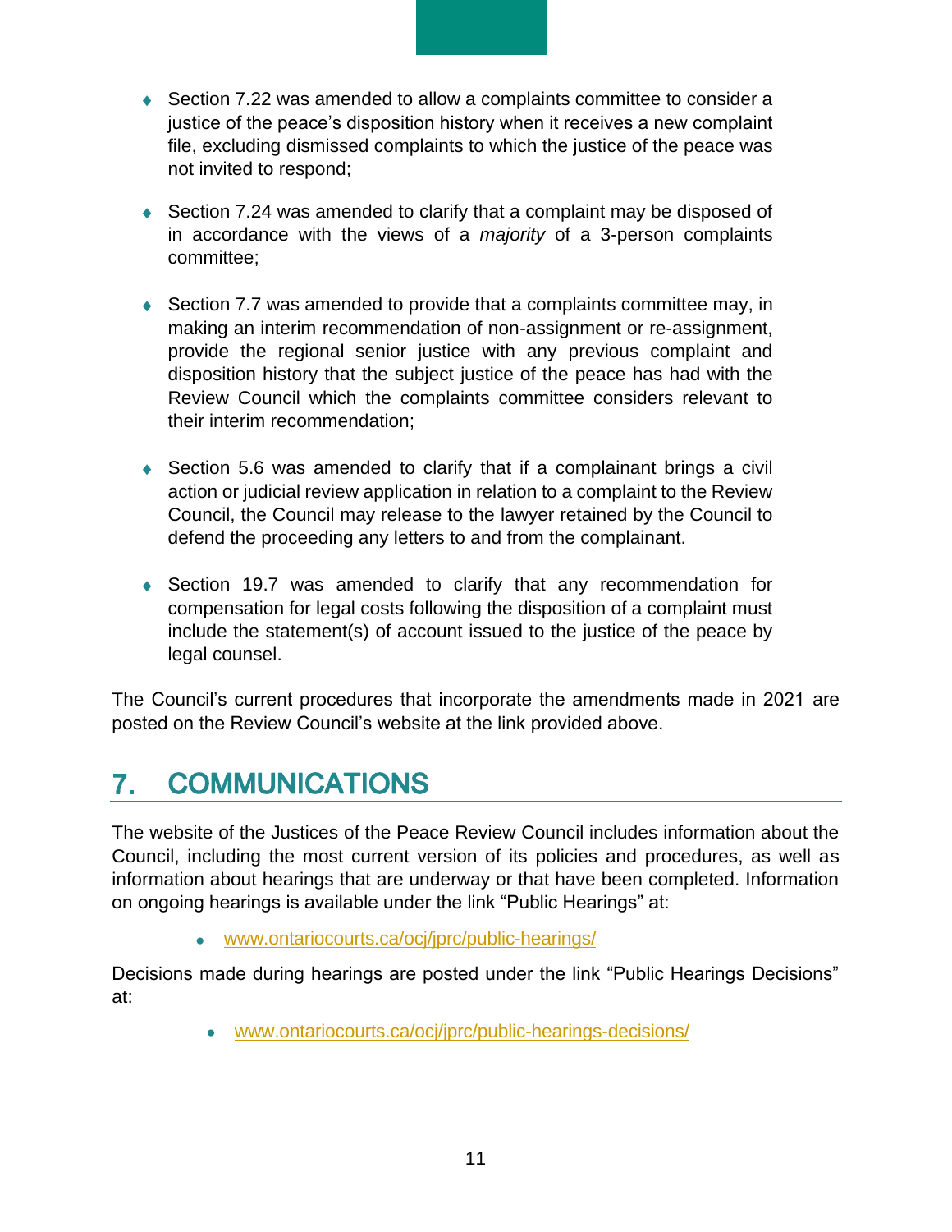- Section 7.22 was amended to allow a complaints committee to consider a justice of the peace's disposition history when it receives a new complaint file, excluding dismissed complaints to which the justice of the peace was not invited to respond;

- Section 7.24 was amended to clarify that a complaint may be disposed of in accordance with the views of a *majority* of a 3-person complaints committee;

- Section 7.7 was amended to provide that a complaints committee may, in making an interim recommendation of non-assignment or re-assignment, provide the regional senior justice with any previous complaint and disposition history that the subject justice of the peace has had with the Review Council which the complaints committee considers relevant to their interim recommendation;

- Section 5.6 was amended to clarify that if a complainant brings a civil action or judicial review application in relation to a complaint to the Review Council, the Council may release to the lawyer retained by the Council to defend the proceeding any letters to and from the complainant.

- Section 19.7 was amended to clarify that any recommendation for compensation for legal costs following the disposition of a complaint must include the statement(s) of account issued to the justice of the peace by legal counsel.

The Council's current procedures that incorporate the amendments made in 2021 are posted on the Review Council's website at the link provided above.

# 7. COMMUNICATIONS

The website of the Justices of the Peace Review Council includes information about the Council, including the most current version of its policies and procedures, as well as information about hearings that are underway or that have been completed. Information on ongoing hearings is available under the link "Public Hearings" at:

- www.ontariocourts.ca/ocj/jprc/public-hearings/

Decisions made during hearings are posted under the link "Public Hearings Decisions" at:

- www.ontariocourts.ca/ocj/jprc/public-hearings-decisions/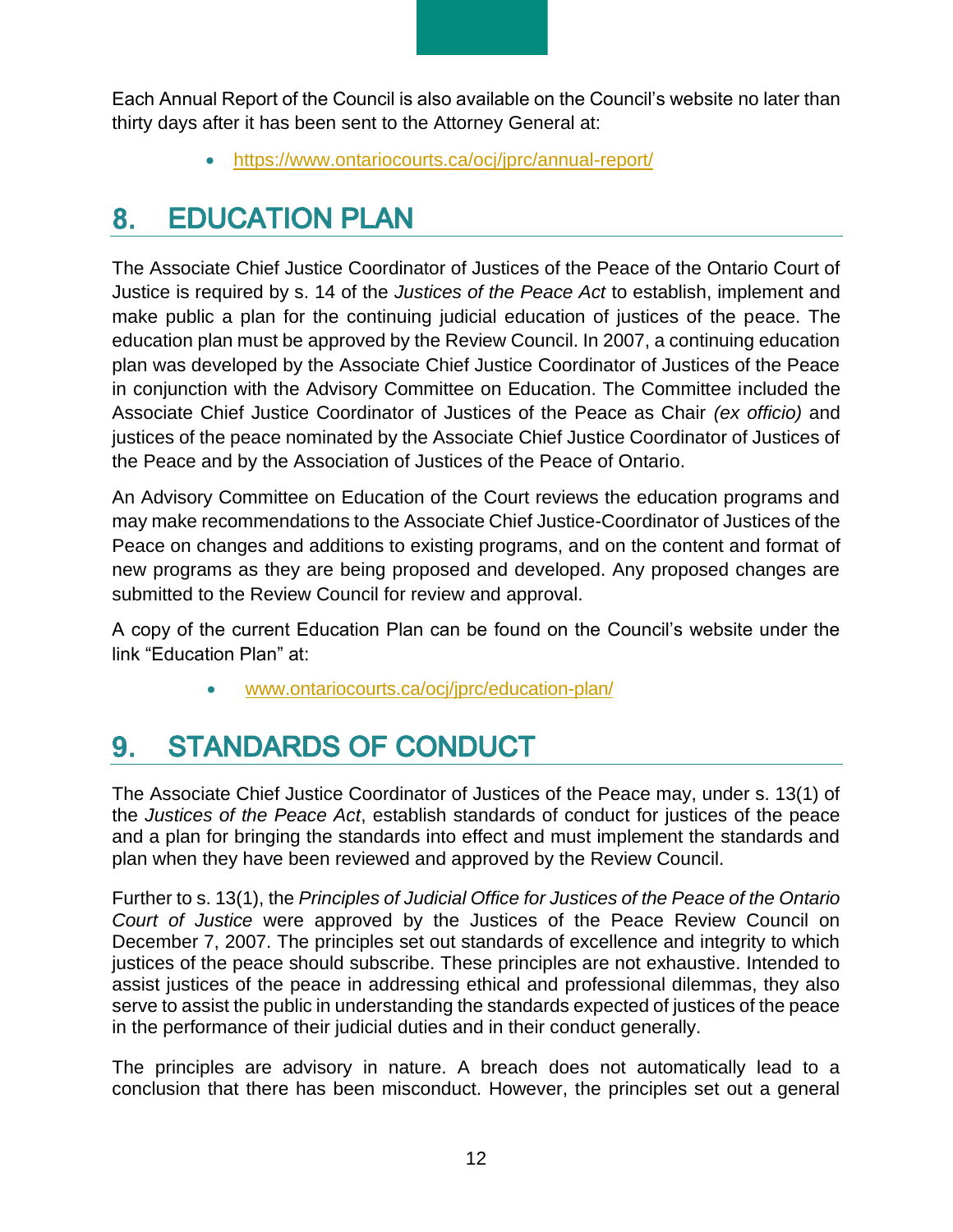Each Annual Report of the Council is also available on the Council's website no later than thirty days after it has been sent to the Attorney General at:

- https://www.ontariocourts.ca/ocj/jprc/annual-report/

## 8. EDUCATION PLAN

The Associate Chief Justice Coordinator of Justices of the Peace of the Ontario Court of Justice is required by s. 14 of the *Justices of the Peace Act* to establish, implement and make public a plan for the continuing judicial education of justices of the peace. The education plan must be approved by the Review Council. In 2007, a continuing education plan was developed by the Associate Chief Justice Coordinator of Justices of the Peace in conjunction with the Advisory Committee on Education. The Committee included the Associate Chief Justice Coordinator of Justices of the Peace as Chair *(ex officio)* and justices of the peace nominated by the Associate Chief Justice Coordinator of Justices of the Peace and by the Association of Justices of the Peace of Ontario.

An Advisory Committee on Education of the Court reviews the education programs and may make recommendations to the Associate Chief Justice-Coordinator of Justices of the Peace on changes and additions to existing programs, and on the content and format of new programs as they are being proposed and developed. Any proposed changes are submitted to the Review Council for review and approval.

A copy of the current Education Plan can be found on the Council's website under the link "Education Plan" at:

- www.ontariocourts.ca/ocj/jprc/education-plan/

## 9. STANDARDS OF CONDUCT

The Associate Chief Justice Coordinator of Justices of the Peace may, under s. 13(1) of the *Justices of the Peace Act*, establish standards of conduct for justices of the peace and a plan for bringing the standards into effect and must implement the standards and plan when they have been reviewed and approved by the Review Council.

Further to s. 13(1), the *Principles of Judicial Office for Justices of the Peace of the Ontario Court of Justice* were approved by the Justices of the Peace Review Council on December 7, 2007. The principles set out standards of excellence and integrity to which justices of the peace should subscribe. These principles are not exhaustive. Intended to assist justices of the peace in addressing ethical and professional dilemmas, they also serve to assist the public in understanding the standards expected of justices of the peace in the performance of their judicial duties and in their conduct generally.

The principles are advisory in nature. A breach does not automatically lead to a conclusion that there has been misconduct. However, the principles set out a general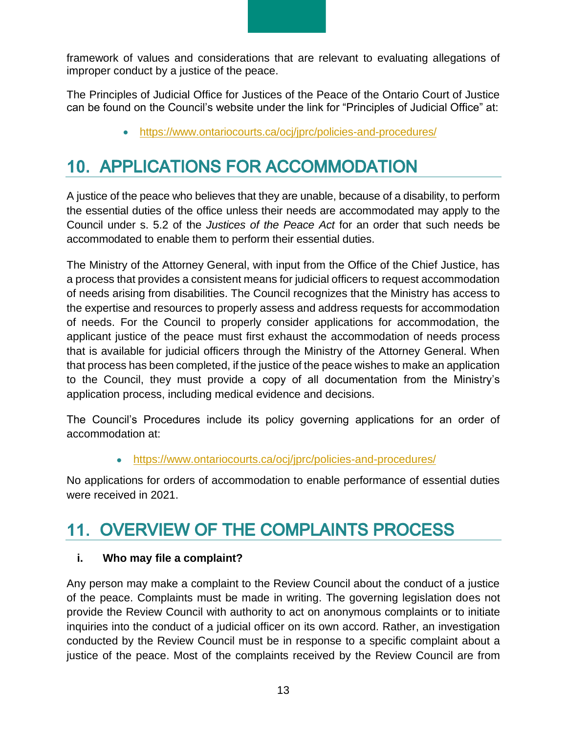framework of values and considerations that are relevant to evaluating allegations of improper conduct by a justice of the peace.

The Principles of Judicial Office for Justices of the Peace of the Ontario Court of Justice can be found on the Council's website under the link for "Principles of Judicial Office" at:

- https://www.ontariocourts.ca/ocj/jprc/policies-and-procedures/

# 10. APPLICATIONS FOR ACCOMMODATION

A justice of the peace who believes that they are unable, because of a disability, to perform the essential duties of the office unless their needs are accommodated may apply to the Council under s. 5.2 of the *Justices of the Peace Act* for an order that such needs be accommodated to enable them to perform their essential duties.

The Ministry of the Attorney General, with input from the Office of the Chief Justice, has a process that provides a consistent means for judicial officers to request accommodation of needs arising from disabilities. The Council recognizes that the Ministry has access to the expertise and resources to properly assess and address requests for accommodation of needs. For the Council to properly consider applications for accommodation, the applicant justice of the peace must first exhaust the accommodation of needs process that is available for judicial officers through the Ministry of the Attorney General. When that process has been completed, if the justice of the peace wishes to make an application to the Council, they must provide a copy of all documentation from the Ministry's application process, including medical evidence and decisions.

The Council's Procedures include its policy governing applications for an order of accommodation at:

- https://www.ontariocourts.ca/ocj/jprc/policies-and-procedures/

No applications for orders of accommodation to enable performance of essential duties were received in 2021.

# 11. OVERVIEW OF THE COMPLAINTS PROCESS

### i. Who may file a complaint?

Any person may make a complaint to the Review Council about the conduct of a justice of the peace. Complaints must be made in writing. The governing legislation does not provide the Review Council with authority to act on anonymous complaints or to initiate inquiries into the conduct of a judicial officer on its own accord. Rather, an investigation conducted by the Review Council must be in response to a specific complaint about a justice of the peace. Most of the complaints received by the Review Council are from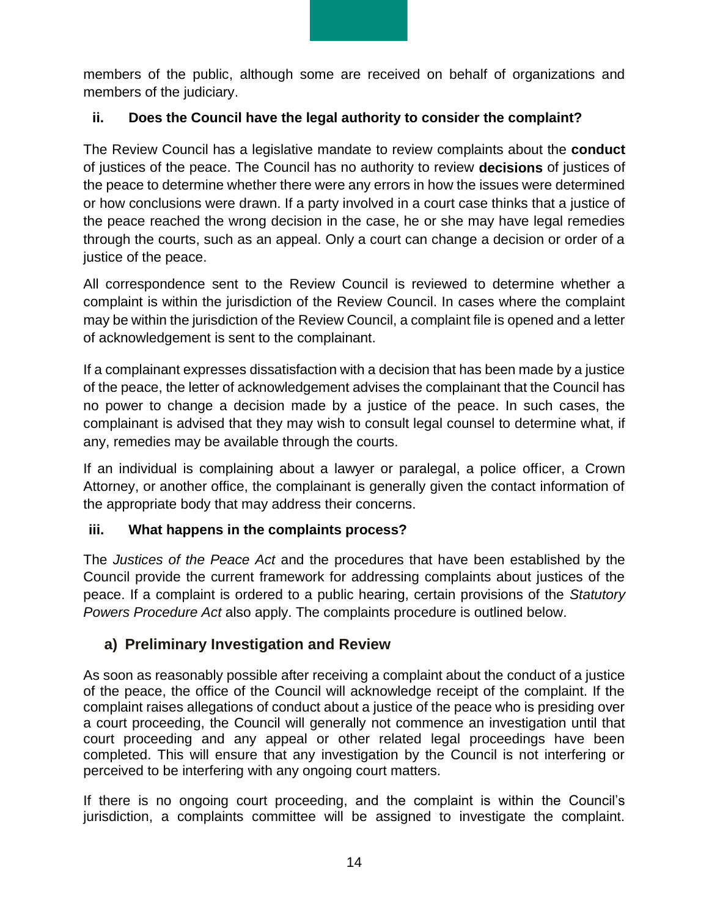members of the public, although some are received on behalf of organizations and members of the judiciary.

### ii. Does the Council have the legal authority to consider the complaint?

The Review Council has a legislative mandate to review complaints about the **conduct** of justices of the peace. The Council has no authority to review **decisions** of justices of the peace to determine whether there were any errors in how the issues were determined or how conclusions were drawn. If a party involved in a court case thinks that a justice of the peace reached the wrong decision in the case, he or she may have legal remedies through the courts, such as an appeal. Only a court can change a decision or order of a justice of the peace.

All correspondence sent to the Review Council is reviewed to determine whether a complaint is within the jurisdiction of the Review Council. In cases where the complaint may be within the jurisdiction of the Review Council, a complaint file is opened and a letter of acknowledgement is sent to the complainant.

If a complainant expresses dissatisfaction with a decision that has been made by a justice of the peace, the letter of acknowledgement advises the complainant that the Council has no power to change a decision made by a justice of the peace. In such cases, the complainant is advised that they may wish to consult legal counsel to determine what, if any, remedies may be available through the courts.

If an individual is complaining about a lawyer or paralegal, a police officer, a Crown Attorney, or another office, the complainant is generally given the contact information of the appropriate body that may address their concerns.

### iii. What happens in the complaints process?

The *Justices of the Peace Act* and the procedures that have been established by the Council provide the current framework for addressing complaints about justices of the peace. If a complaint is ordered to a public hearing, certain provisions of the *Statutory Powers Procedure Act* also apply. The complaints procedure is outlined below.

#### a) Preliminary Investigation and Review

As soon as reasonably possible after receiving a complaint about the conduct of a justice of the peace, the office of the Council will acknowledge receipt of the complaint. If the complaint raises allegations of conduct about a justice of the peace who is presiding over a court proceeding, the Council will generally not commence an investigation until that court proceeding and any appeal or other related legal proceedings have been completed. This will ensure that any investigation by the Council is not interfering or perceived to be interfering with any ongoing court matters.

If there is no ongoing court proceeding, and the complaint is within the Council's jurisdiction, a complaints committee will be assigned to investigate the complaint.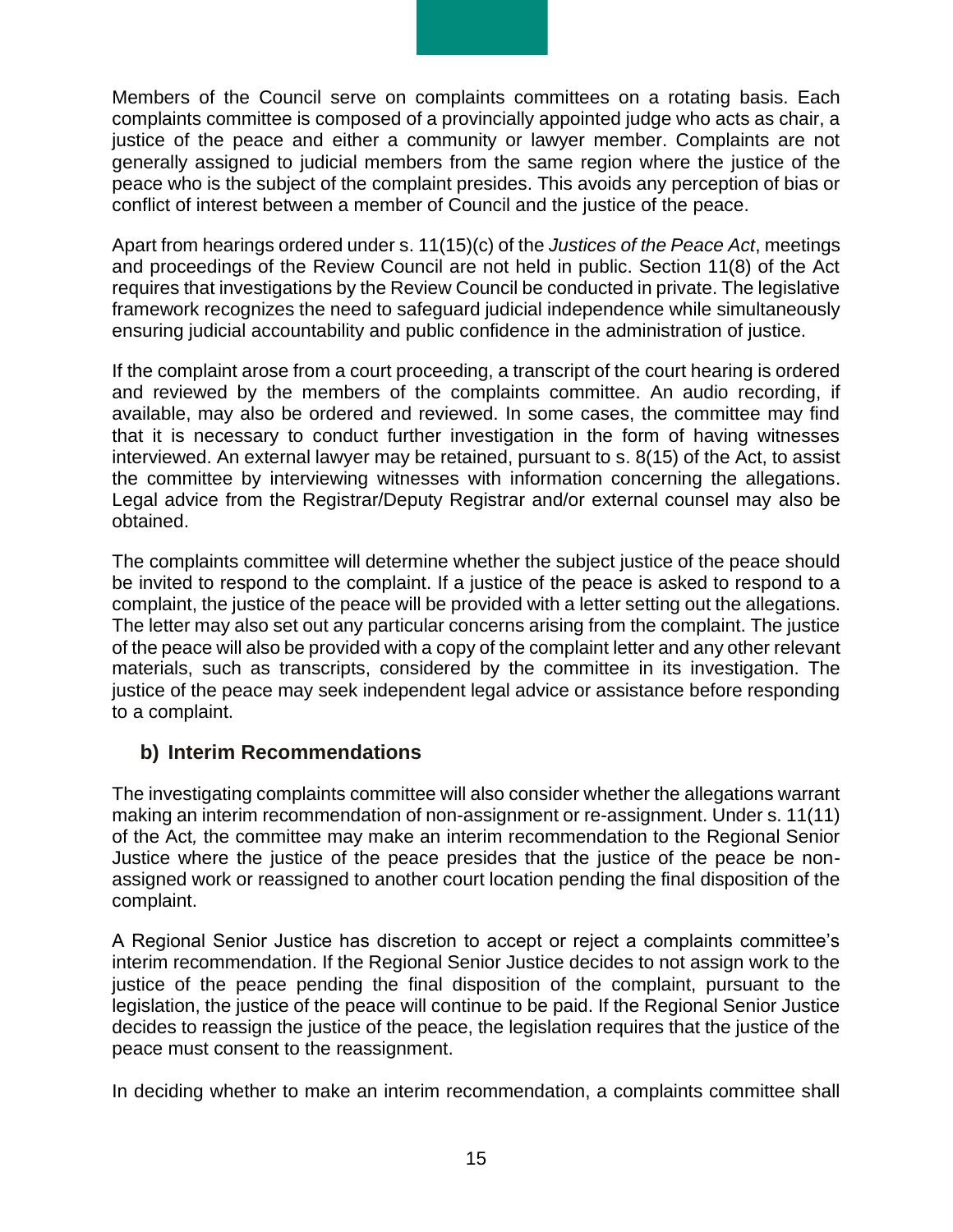Members of the Council serve on complaints committees on a rotating basis. Each complaints committee is composed of a provincially appointed judge who acts as chair, a justice of the peace and either a community or lawyer member. Complaints are not generally assigned to judicial members from the same region where the justice of the peace who is the subject of the complaint presides. This avoids any perception of bias or conflict of interest between a member of Council and the justice of the peace.

Apart from hearings ordered under s. 11(15)(c) of the *Justices of the Peace Act*, meetings and proceedings of the Review Council are not held in public. Section 11(8) of the Act requires that investigations by the Review Council be conducted in private. The legislative framework recognizes the need to safeguard judicial independence while simultaneously ensuring judicial accountability and public confidence in the administration of justice.

If the complaint arose from a court proceeding, a transcript of the court hearing is ordered and reviewed by the members of the complaints committee. An audio recording, if available, may also be ordered and reviewed. In some cases, the committee may find that it is necessary to conduct further investigation in the form of having witnesses interviewed. An external lawyer may be retained, pursuant to s. 8(15) of the Act, to assist the committee by interviewing witnesses with information concerning the allegations. Legal advice from the Registrar/Deputy Registrar and/or external counsel may also be obtained.

The complaints committee will determine whether the subject justice of the peace should be invited to respond to the complaint. If a justice of the peace is asked to respond to a complaint, the justice of the peace will be provided with a letter setting out the allegations. The letter may also set out any particular concerns arising from the complaint. The justice of the peace will also be provided with a copy of the complaint letter and any other relevant materials, such as transcripts, considered by the committee in its investigation. The justice of the peace may seek independent legal advice or assistance before responding to a complaint.

### b) Interim Recommendations

The investigating complaints committee will also consider whether the allegations warrant making an interim recommendation of non-assignment or re-assignment. Under s. 11(11) of the Act, the committee may make an interim recommendation to the Regional Senior Justice where the justice of the peace presides that the justice of the peace be non-assigned work or reassigned to another court location pending the final disposition of the complaint.

A Regional Senior Justice has discretion to accept or reject a complaints committee's interim recommendation. If the Regional Senior Justice decides to not assign work to the justice of the peace pending the final disposition of the complaint, pursuant to the legislation, the justice of the peace will continue to be paid. If the Regional Senior Justice decides to reassign the justice of the peace, the legislation requires that the justice of the peace must consent to the reassignment.

In deciding whether to make an interim recommendation, a complaints committee shall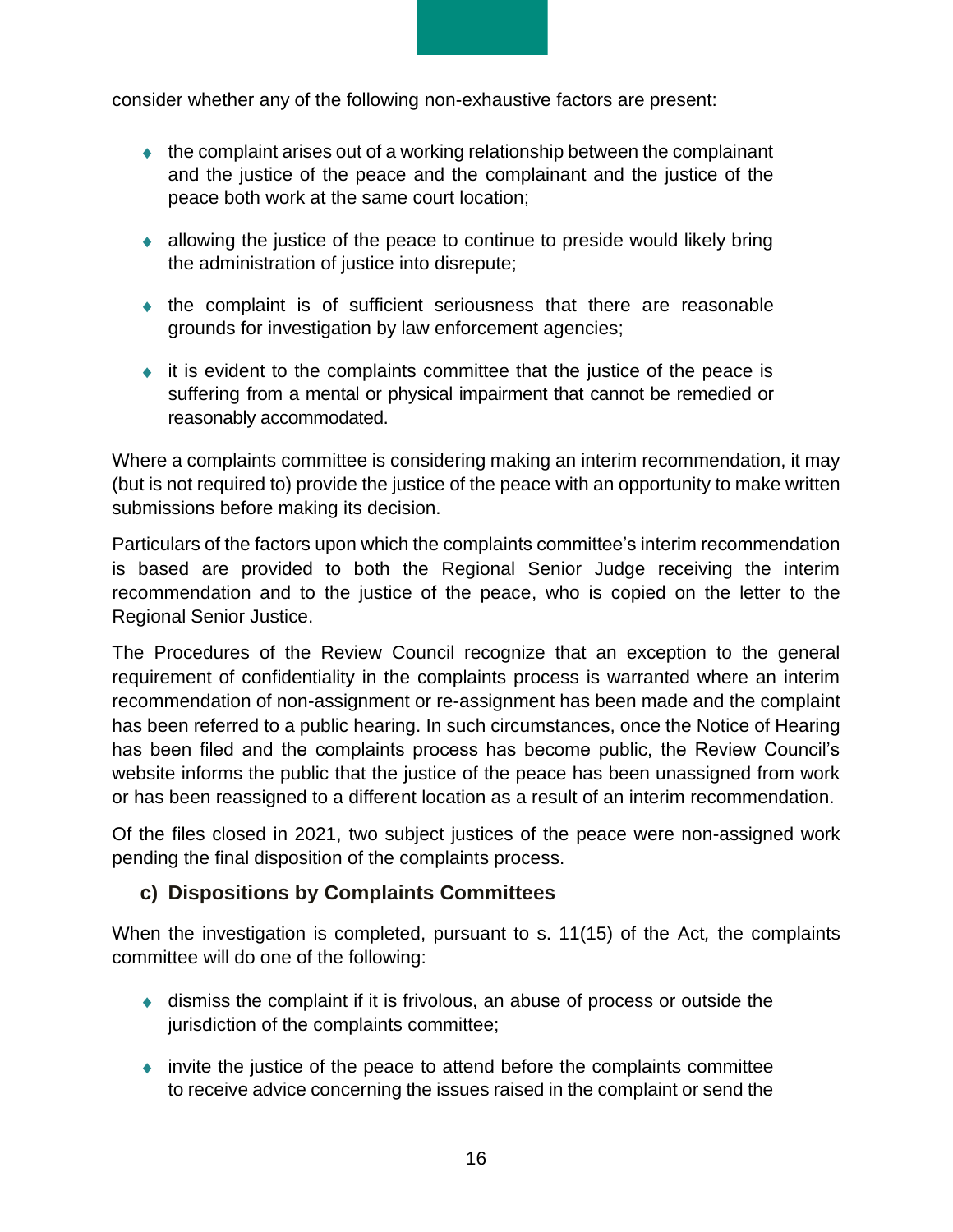consider whether any of the following non-exhaustive factors are present:

- the complaint arises out of a working relationship between the complainant and the justice of the peace and the complainant and the justice of the peace both work at the same court location;
- allowing the justice of the peace to continue to preside would likely bring the administration of justice into disrepute;
- the complaint is of sufficient seriousness that there are reasonable grounds for investigation by law enforcement agencies;
- it is evident to the complaints committee that the justice of the peace is suffering from a mental or physical impairment that cannot be remedied or reasonably accommodated.

Where a complaints committee is considering making an interim recommendation, it may (but is not required to) provide the justice of the peace with an opportunity to make written submissions before making its decision.

Particulars of the factors upon which the complaints committee's interim recommendation is based are provided to both the Regional Senior Judge receiving the interim recommendation and to the justice of the peace, who is copied on the letter to the Regional Senior Justice.

The Procedures of the Review Council recognize that an exception to the general requirement of confidentiality in the complaints process is warranted where an interim recommendation of non-assignment or re-assignment has been made and the complaint has been referred to a public hearing. In such circumstances, once the Notice of Hearing has been filed and the complaints process has become public, the Review Council's website informs the public that the justice of the peace has been unassigned from work or has been reassigned to a different location as a result of an interim recommendation.

Of the files closed in 2021, two subject justices of the peace were non-assigned work pending the final disposition of the complaints process.

### c) Dispositions by Complaints Committees

When the investigation is completed, pursuant to s. 11(15) of the Act*,* the complaints committee will do one of the following:

- dismiss the complaint if it is frivolous, an abuse of process or outside the jurisdiction of the complaints committee;
- invite the justice of the peace to attend before the complaints committee to receive advice concerning the issues raised in the complaint or send the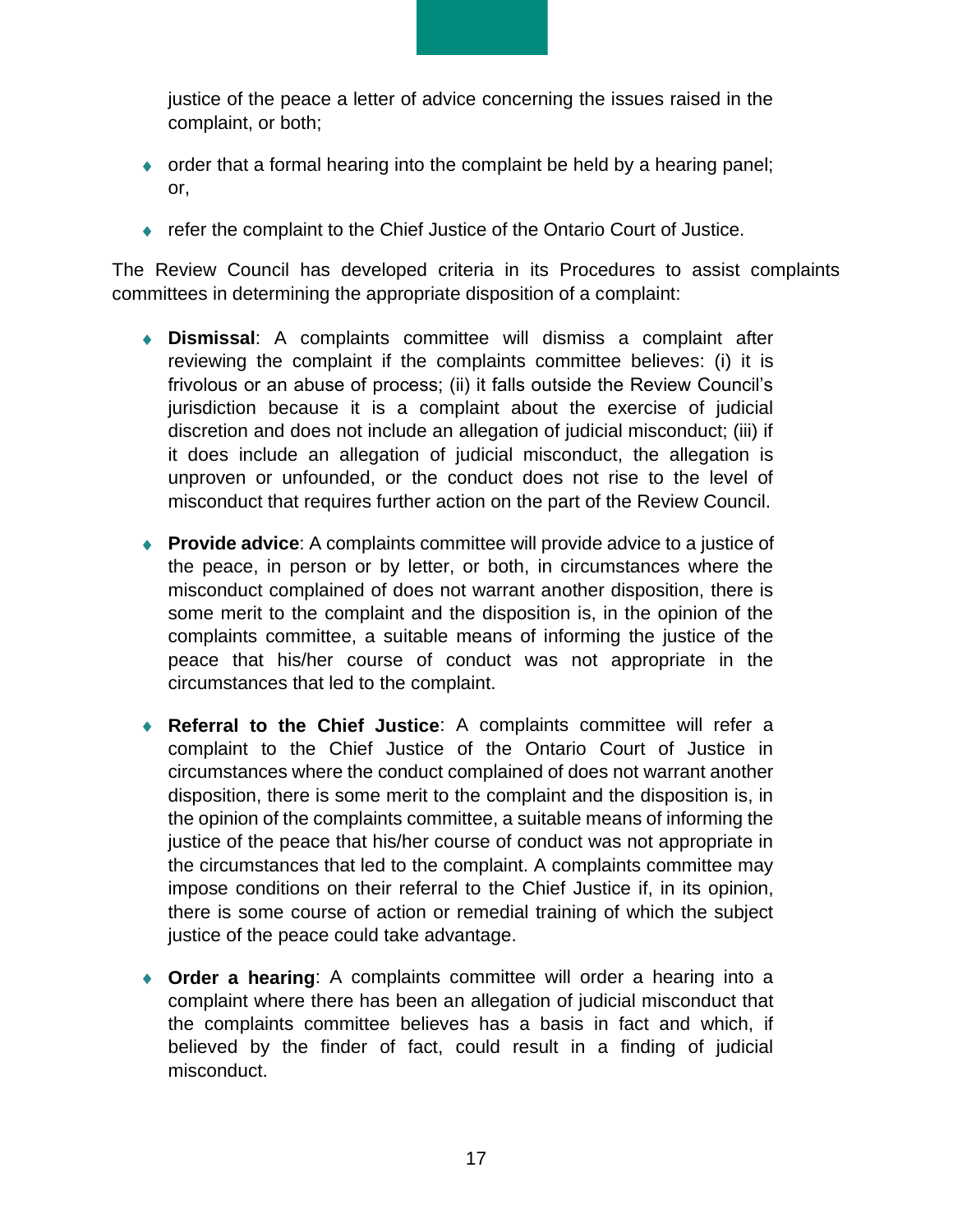justice of the peace a letter of advice concerning the issues raised in the complaint, or both;

- order that a formal hearing into the complaint be held by a hearing panel; or,
- refer the complaint to the Chief Justice of the Ontario Court of Justice.

The Review Council has developed criteria in its Procedures to assist complaints committees in determining the appropriate disposition of a complaint:

- **Dismissal**: A complaints committee will dismiss a complaint after reviewing the complaint if the complaints committee believes: (i) it is frivolous or an abuse of process; (ii) it falls outside the Review Council's jurisdiction because it is a complaint about the exercise of judicial discretion and does not include an allegation of judicial misconduct; (iii) if it does include an allegation of judicial misconduct, the allegation is unproven or unfounded, or the conduct does not rise to the level of misconduct that requires further action on the part of the Review Council.
- **Provide advice**: A complaints committee will provide advice to a justice of the peace, in person or by letter, or both, in circumstances where the misconduct complained of does not warrant another disposition, there is some merit to the complaint and the disposition is, in the opinion of the complaints committee, a suitable means of informing the justice of the peace that his/her course of conduct was not appropriate in the circumstances that led to the complaint.
- **Referral to the Chief Justice**: A complaints committee will refer a complaint to the Chief Justice of the Ontario Court of Justice in circumstances where the conduct complained of does not warrant another disposition, there is some merit to the complaint and the disposition is, in the opinion of the complaints committee, a suitable means of informing the justice of the peace that his/her course of conduct was not appropriate in the circumstances that led to the complaint. A complaints committee may impose conditions on their referral to the Chief Justice if, in its opinion, there is some course of action or remedial training of which the subject justice of the peace could take advantage.
- **Order a hearing**: A complaints committee will order a hearing into a complaint where there has been an allegation of judicial misconduct that the complaints committee believes has a basis in fact and which, if believed by the finder of fact, could result in a finding of judicial misconduct.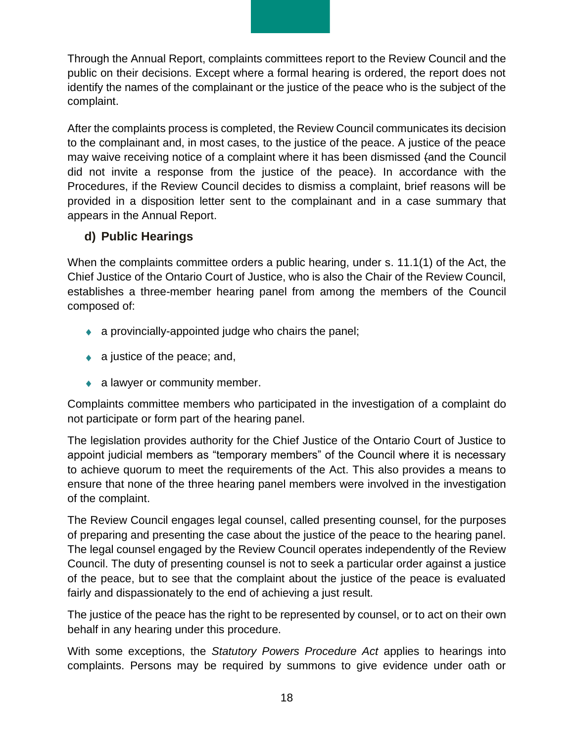Through the Annual Report, complaints committees report to the Review Council and the public on their decisions. Except where a formal hearing is ordered, the report does not identify the names of the complainant or the justice of the peace who is the subject of the complaint.

After the complaints process is completed, the Review Council communicates its decision to the complainant and, in most cases, to the justice of the peace. A justice of the peace may waive receiving notice of a complaint where it has been dismissed (and the Council did not invite a response from the justice of the peace). In accordance with the Procedures, if the Review Council decides to dismiss a complaint, brief reasons will be provided in a disposition letter sent to the complainant and in a case summary that appears in the Annual Report.

### d) Public Hearings

When the complaints committee orders a public hearing, under s. 11.1(1) of the Act, the Chief Justice of the Ontario Court of Justice, who is also the Chair of the Review Council, establishes a three-member hearing panel from among the members of the Council composed of:

- a provincially-appointed judge who chairs the panel;
- a justice of the peace; and,
- a lawyer or community member.

Complaints committee members who participated in the investigation of a complaint do not participate or form part of the hearing panel.

The legislation provides authority for the Chief Justice of the Ontario Court of Justice to appoint judicial members as "temporary members" of the Council where it is necessary to achieve quorum to meet the requirements of the Act. This also provides a means to ensure that none of the three hearing panel members were involved in the investigation of the complaint.

The Review Council engages legal counsel, called presenting counsel, for the purposes of preparing and presenting the case about the justice of the peace to the hearing panel. The legal counsel engaged by the Review Council operates independently of the Review Council. The duty of presenting counsel is not to seek a particular order against a justice of the peace, but to see that the complaint about the justice of the peace is evaluated fairly and dispassionately to the end of achieving a just result.

The justice of the peace has the right to be represented by counsel, or to act on their own behalf in any hearing under this procedure.

With some exceptions, the *Statutory Powers Procedure Act* applies to hearings into complaints. Persons may be required by summons to give evidence under oath or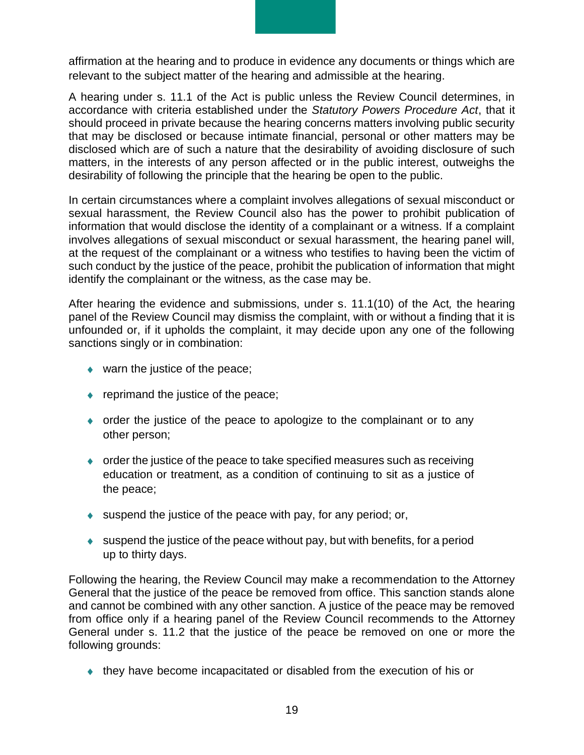affirmation at the hearing and to produce in evidence any documents or things which are relevant to the subject matter of the hearing and admissible at the hearing.

A hearing under s. 11.1 of the Act is public unless the Review Council determines, in accordance with criteria established under the *Statutory Powers Procedure Act*, that it should proceed in private because the hearing concerns matters involving public security that may be disclosed or because intimate financial, personal or other matters may be disclosed which are of such a nature that the desirability of avoiding disclosure of such matters, in the interests of any person affected or in the public interest, outweighs the desirability of following the principle that the hearing be open to the public.

In certain circumstances where a complaint involves allegations of sexual misconduct or sexual harassment, the Review Council also has the power to prohibit publication of information that would disclose the identity of a complainant or a witness. If a complaint involves allegations of sexual misconduct or sexual harassment, the hearing panel will, at the request of the complainant or a witness who testifies to having been the victim of such conduct by the justice of the peace, prohibit the publication of information that might identify the complainant or the witness, as the case may be.

After hearing the evidence and submissions, under s. 11.1(10) of the Act*,* the hearing panel of the Review Council may dismiss the complaint, with or without a finding that it is unfounded or, if it upholds the complaint, it may decide upon any one of the following sanctions singly or in combination:

- warn the justice of the peace;
- reprimand the justice of the peace;
- order the justice of the peace to apologize to the complainant or to any other person;
- order the justice of the peace to take specified measures such as receiving education or treatment, as a condition of continuing to sit as a justice of the peace;
- suspend the justice of the peace with pay, for any period; or,
- suspend the justice of the peace without pay, but with benefits, for a period up to thirty days.

Following the hearing, the Review Council may make a recommendation to the Attorney General that the justice of the peace be removed from office. This sanction stands alone and cannot be combined with any other sanction. A justice of the peace may be removed from office only if a hearing panel of the Review Council recommends to the Attorney General under s. 11.2 that the justice of the peace be removed on one or more the following grounds:

- they have become incapacitated or disabled from the execution of his or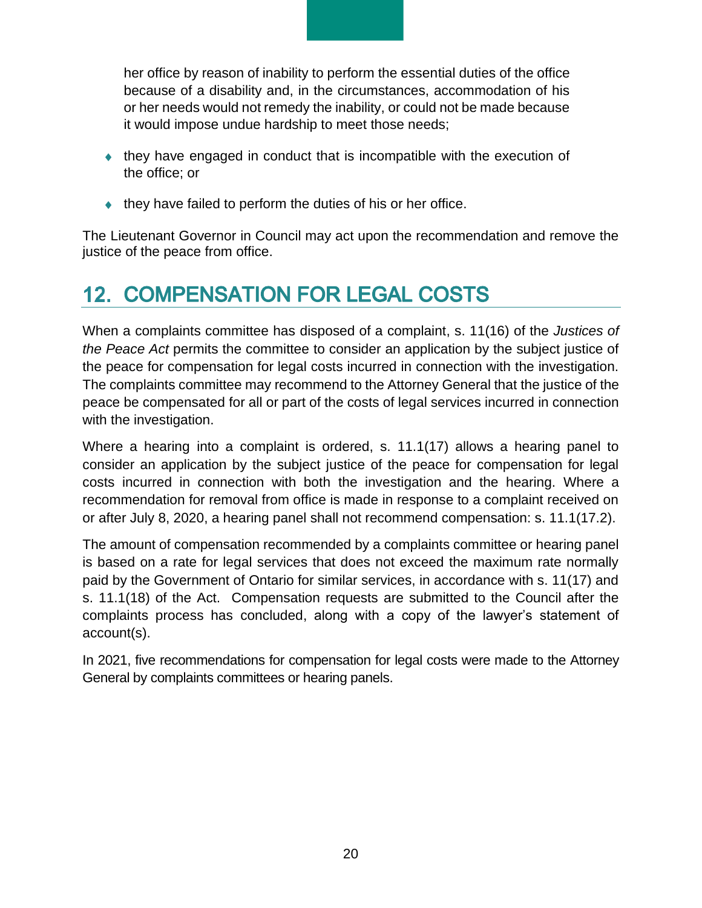her office by reason of inability to perform the essential duties of the office because of a disability and, in the circumstances, accommodation of his or her needs would not remedy the inability, or could not be made because it would impose undue hardship to meet those needs;

- they have engaged in conduct that is incompatible with the execution of the office; or
- they have failed to perform the duties of his or her office.

The Lieutenant Governor in Council may act upon the recommendation and remove the justice of the peace from office.

# 12. COMPENSATION FOR LEGAL COSTS

When a complaints committee has disposed of a complaint, s. 11(16) of the *Justices of the Peace Act* permits the committee to consider an application by the subject justice of the peace for compensation for legal costs incurred in connection with the investigation. The complaints committee may recommend to the Attorney General that the justice of the peace be compensated for all or part of the costs of legal services incurred in connection with the investigation.

Where a hearing into a complaint is ordered, s. 11.1(17) allows a hearing panel to consider an application by the subject justice of the peace for compensation for legal costs incurred in connection with both the investigation and the hearing. Where a recommendation for removal from office is made in response to a complaint received on or after July 8, 2020, a hearing panel shall not recommend compensation: s. 11.1(17.2).

The amount of compensation recommended by a complaints committee or hearing panel is based on a rate for legal services that does not exceed the maximum rate normally paid by the Government of Ontario for similar services, in accordance with s. 11(17) and s. 11.1(18) of the Act. Compensation requests are submitted to the Council after the complaints process has concluded, along with a copy of the lawyer's statement of account(s).

In 2021, five recommendations for compensation for legal costs were made to the Attorney General by complaints committees or hearing panels.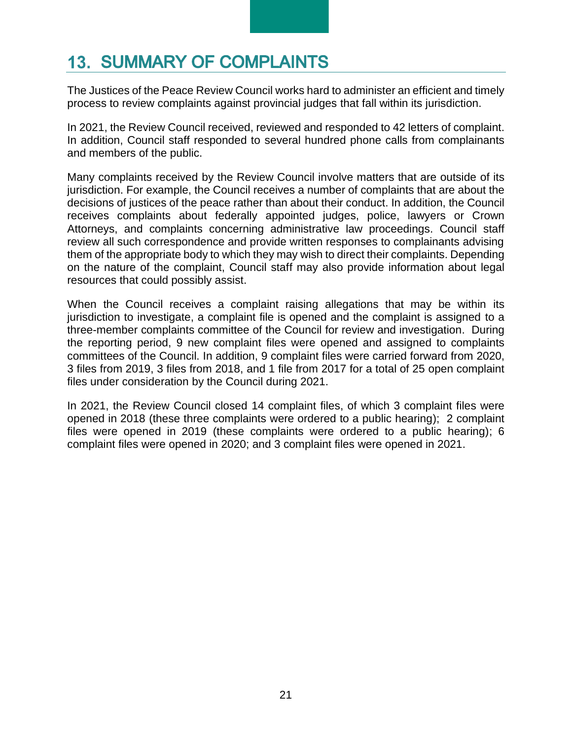# 13. SUMMARY OF COMPLAINTS

The Justices of the Peace Review Council works hard to administer an efficient and timely process to review complaints against provincial judges that fall within its jurisdiction.

In 2021, the Review Council received, reviewed and responded to 42 letters of complaint. In addition, Council staff responded to several hundred phone calls from complainants and members of the public.

Many complaints received by the Review Council involve matters that are outside of its jurisdiction. For example, the Council receives a number of complaints that are about the decisions of justices of the peace rather than about their conduct. In addition, the Council receives complaints about federally appointed judges, police, lawyers or Crown Attorneys, and complaints concerning administrative law proceedings. Council staff review all such correspondence and provide written responses to complainants advising them of the appropriate body to which they may wish to direct their complaints. Depending on the nature of the complaint, Council staff may also provide information about legal resources that could possibly assist.

When the Council receives a complaint raising allegations that may be within its jurisdiction to investigate, a complaint file is opened and the complaint is assigned to a three-member complaints committee of the Council for review and investigation. During the reporting period, 9 new complaint files were opened and assigned to complaints committees of the Council. In addition, 9 complaint files were carried forward from 2020, 3 files from 2019, 3 files from 2018, and 1 file from 2017 for a total of 25 open complaint files under consideration by the Council during 2021.

In 2021, the Review Council closed 14 complaint files, of which 3 complaint files were opened in 2018 (these three complaints were ordered to a public hearing); 2 complaint files were opened in 2019 (these complaints were ordered to a public hearing); 6 complaint files were opened in 2020; and 3 complaint files were opened in 2021.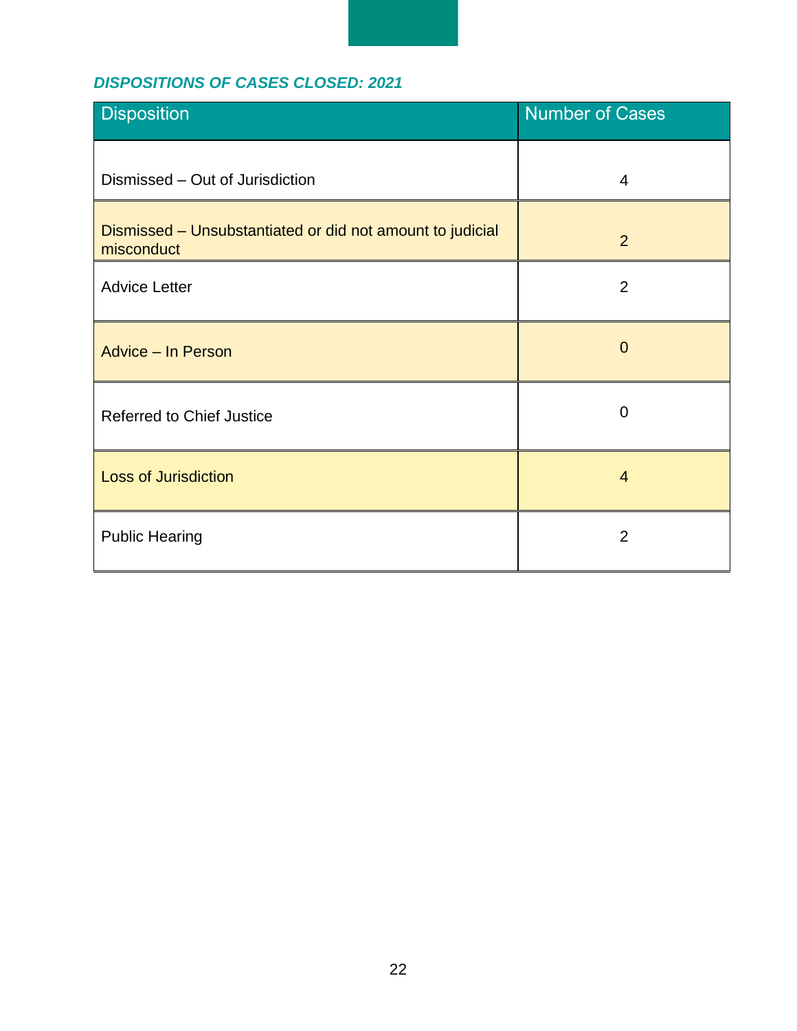### *DISPOSITIONS OF CASES CLOSED: 2021*

| Disposition | Number of Cases |
| --- | --- |
| Dismissed – Out of Jurisdiction | 4 |
| Dismissed – Unsubstantiated or did not amount to judicial misconduct | 2 |
| Advice Letter | 2 |
| Advice – In Person | 0 |
| Referred to Chief Justice | 0 |
| Loss of Jurisdiction | 4 |
| Public Hearing | 2 |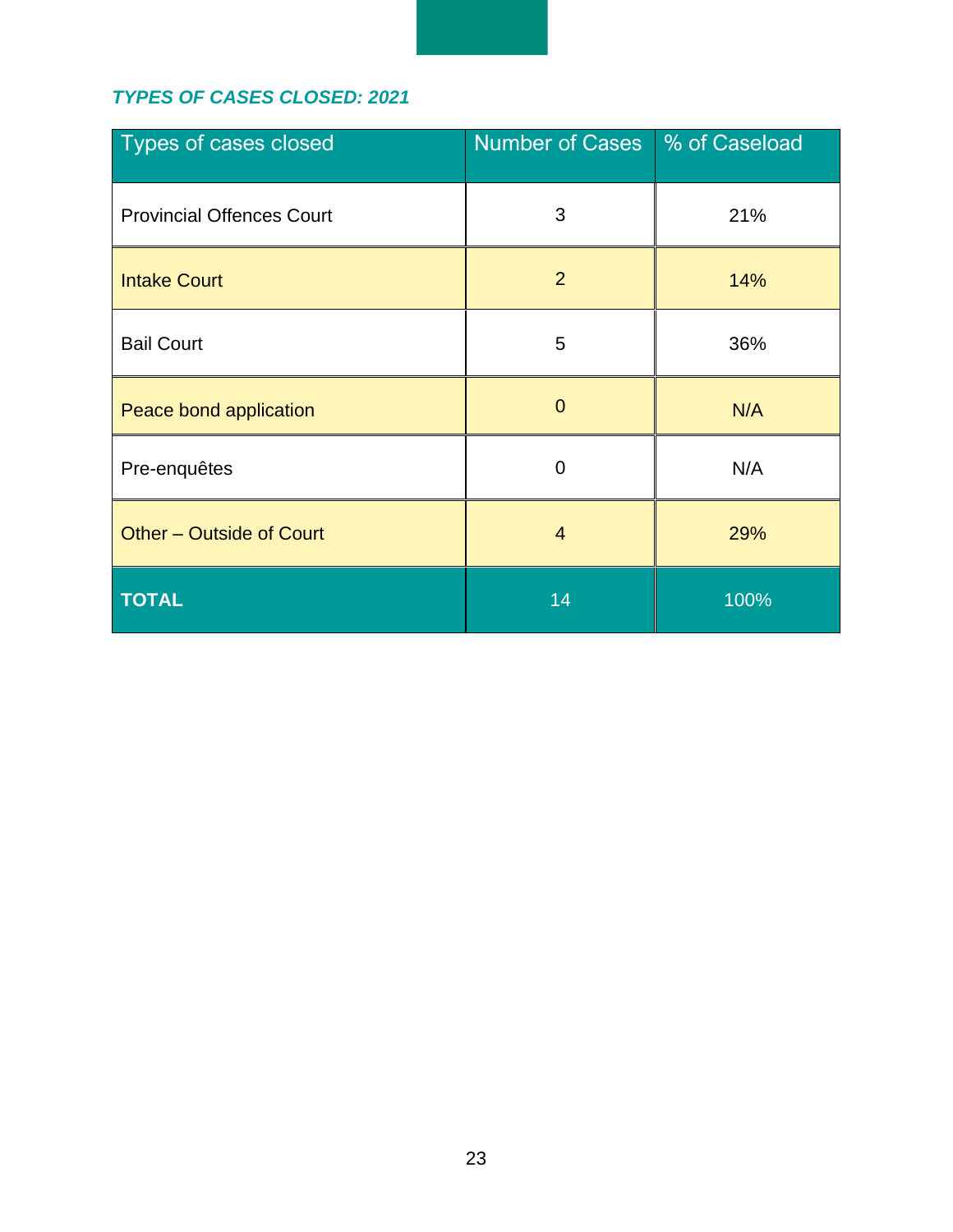***TYPES OF CASES CLOSED: 2021***

| Types of cases closed | Number of Cases | % of Caseload |
| --- | --- | --- |
| Provincial Offences Court | 3 | 21% |
| Intake Court | 2 | 14% |
| Bail Court | 5 | 36% |
| Peace bond application | 0 | N/A |
| Pre-enquêtes | 0 | N/A |
| Other – Outside of Court | 4 | 29% |
| **TOTAL** | 14 | 100% |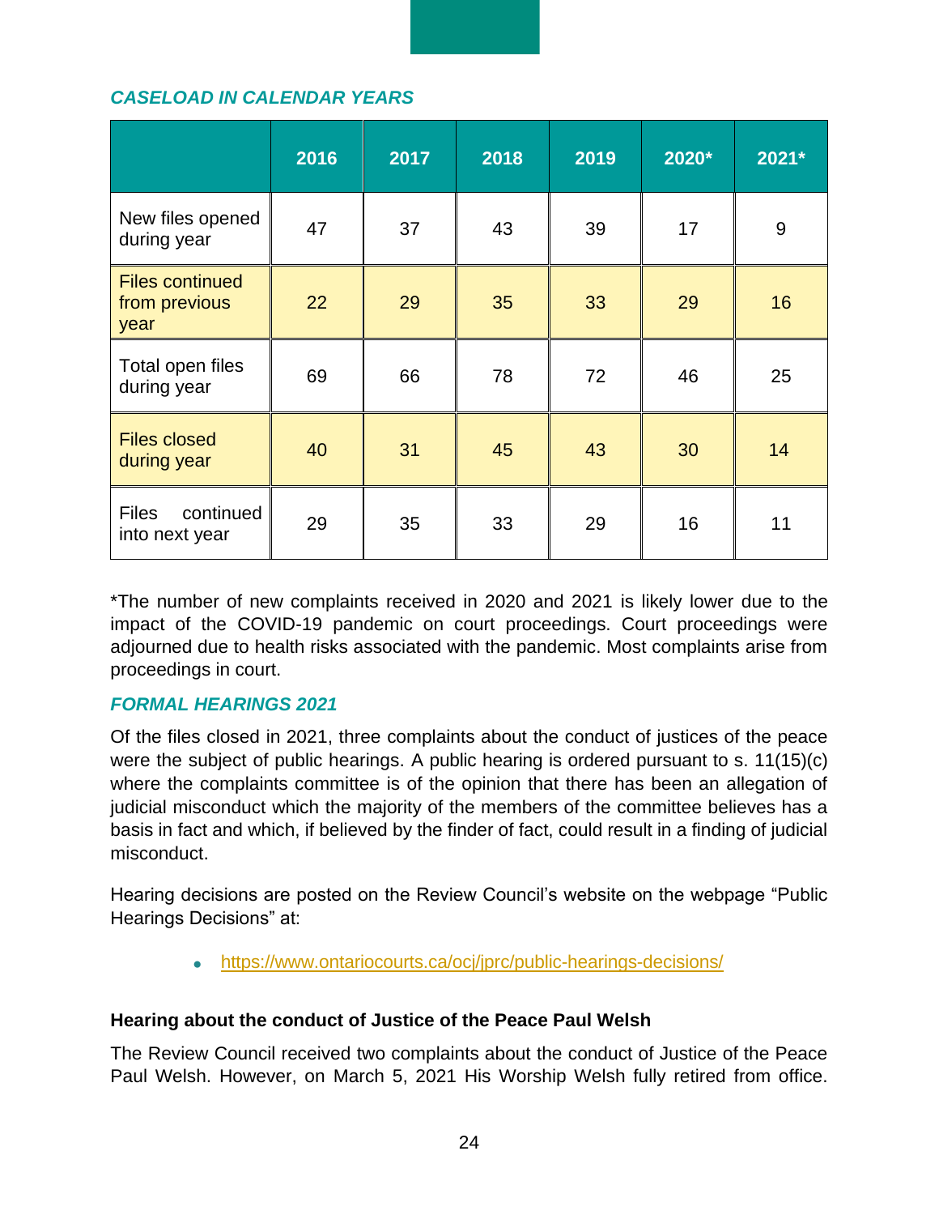### *CASELOAD IN CALENDAR YEARS*

| | 2016 | 2017 | 2018 | 2019 | 2020* | 2021* |
|---|---|---|---|---|---|---|
| New files opened during year | 47 | 37 | 43 | 39 | 17 | 9 |
| Files continued from previous year | 22 | 29 | 35 | 33 | 29 | 16 |
| Total open files during year | 69 | 66 | 78 | 72 | 46 | 25 |
| Files closed during year | 40 | 31 | 45 | 43 | 30 | 14 |
| Files continued into next year | 29 | 35 | 33 | 29 | 16 | 11 |

*The number of new complaints received in 2020 and 2021 is likely lower due to the impact of the COVID-19 pandemic on court proceedings. Court proceedings were adjourned due to health risks associated with the pandemic. Most complaints arise from proceedings in court.

### *FORMAL HEARINGS 2021*

Of the files closed in 2021, three complaints about the conduct of justices of the peace were the subject of public hearings. A public hearing is ordered pursuant to s. 11(15)(c) where the complaints committee is of the opinion that there has been an allegation of judicial misconduct which the majority of the members of the committee believes has a basis in fact and which, if believed by the finder of fact, could result in a finding of judicial misconduct.

Hearing decisions are posted on the Review Council's website on the webpage "Public Hearings Decisions" at:

- https://www.ontariocourts.ca/ocj/jprc/public-hearings-decisions/

**Hearing about the conduct of Justice of the Peace Paul Welsh**

The Review Council received two complaints about the conduct of Justice of the Peace Paul Welsh. However, on March 5, 2021 His Worship Welsh fully retired from office.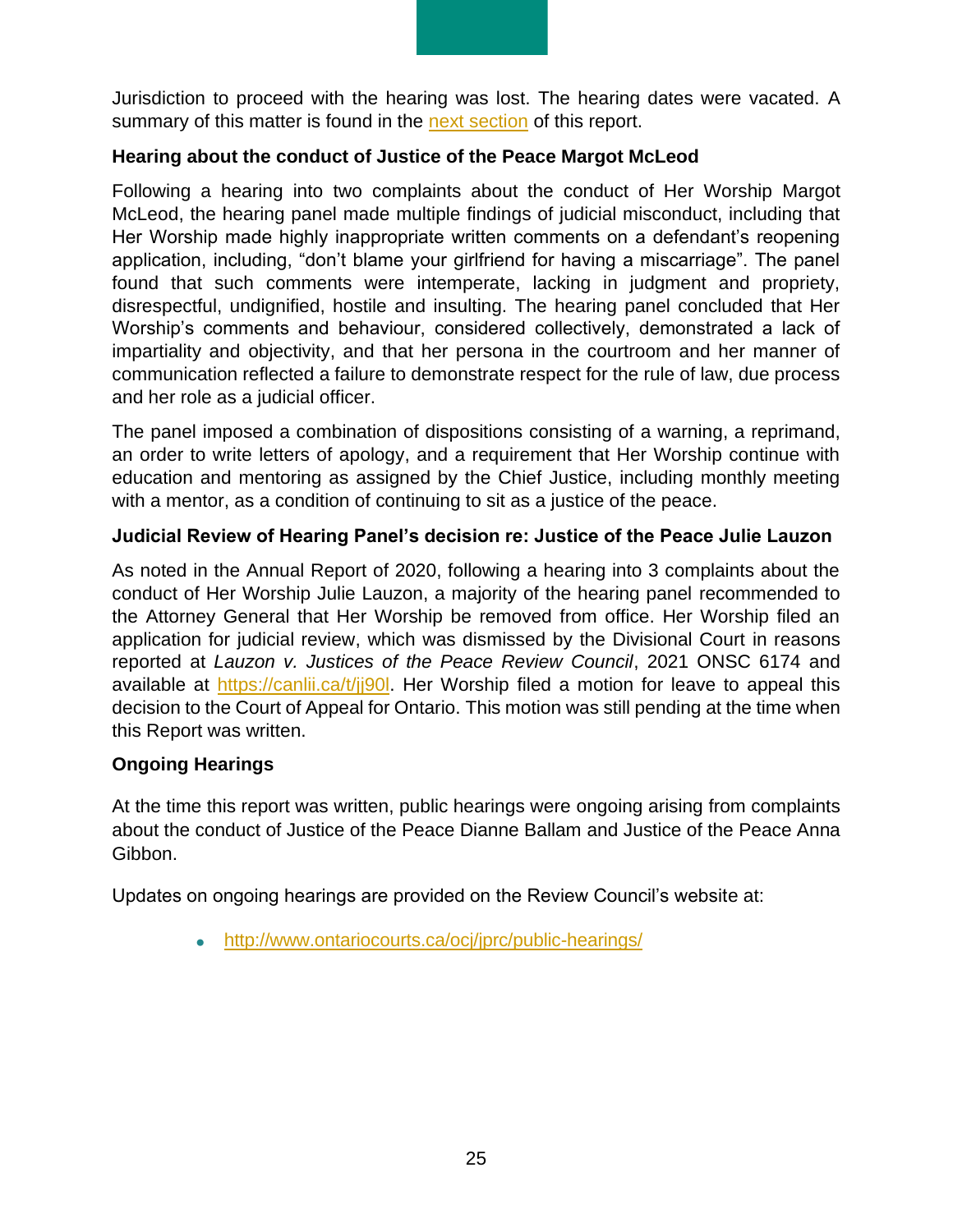Jurisdiction to proceed with the hearing was lost. The hearing dates were vacated. A summary of this matter is found in the [next section](#) of this report.

### Hearing about the conduct of Justice of the Peace Margot McLeod

Following a hearing into two complaints about the conduct of Her Worship Margot McLeod, the hearing panel made multiple findings of judicial misconduct, including that Her Worship made highly inappropriate written comments on a defendant's reopening application, including, "don't blame your girlfriend for having a miscarriage". The panel found that such comments were intemperate, lacking in judgment and propriety, disrespectful, undignified, hostile and insulting. The hearing panel concluded that Her Worship's comments and behaviour, considered collectively, demonstrated a lack of impartiality and objectivity, and that her persona in the courtroom and her manner of communication reflected a failure to demonstrate respect for the rule of law, due process and her role as a judicial officer.

The panel imposed a combination of dispositions consisting of a warning, a reprimand, an order to write letters of apology, and a requirement that Her Worship continue with education and mentoring as assigned by the Chief Justice, including monthly meeting with a mentor, as a condition of continuing to sit as a justice of the peace.

### Judicial Review of Hearing Panel's decision re: Justice of the Peace Julie Lauzon

As noted in the Annual Report of 2020, following a hearing into 3 complaints about the conduct of Her Worship Julie Lauzon, a majority of the hearing panel recommended to the Attorney General that Her Worship be removed from office. Her Worship filed an application for judicial review, which was dismissed by the Divisional Court in reasons reported at *Lauzon v. Justices of the Peace Review Council*, 2021 ONSC 6174 and available at [https://canlii.ca/t/jj90l](https://canlii.ca/t/jj90l). Her Worship filed a motion for leave to appeal this decision to the Court of Appeal for Ontario. This motion was still pending at the time when this Report was written.

### Ongoing Hearings

At the time this report was written, public hearings were ongoing arising from complaints about the conduct of Justice of the Peace Dianne Ballam and Justice of the Peace Anna Gibbon.

Updates on ongoing hearings are provided on the Review Council's website at:

- [http://www.ontariocourts.ca/ocj/jprc/public-hearings/](http://www.ontariocourts.ca/ocj/jprc/public-hearings/)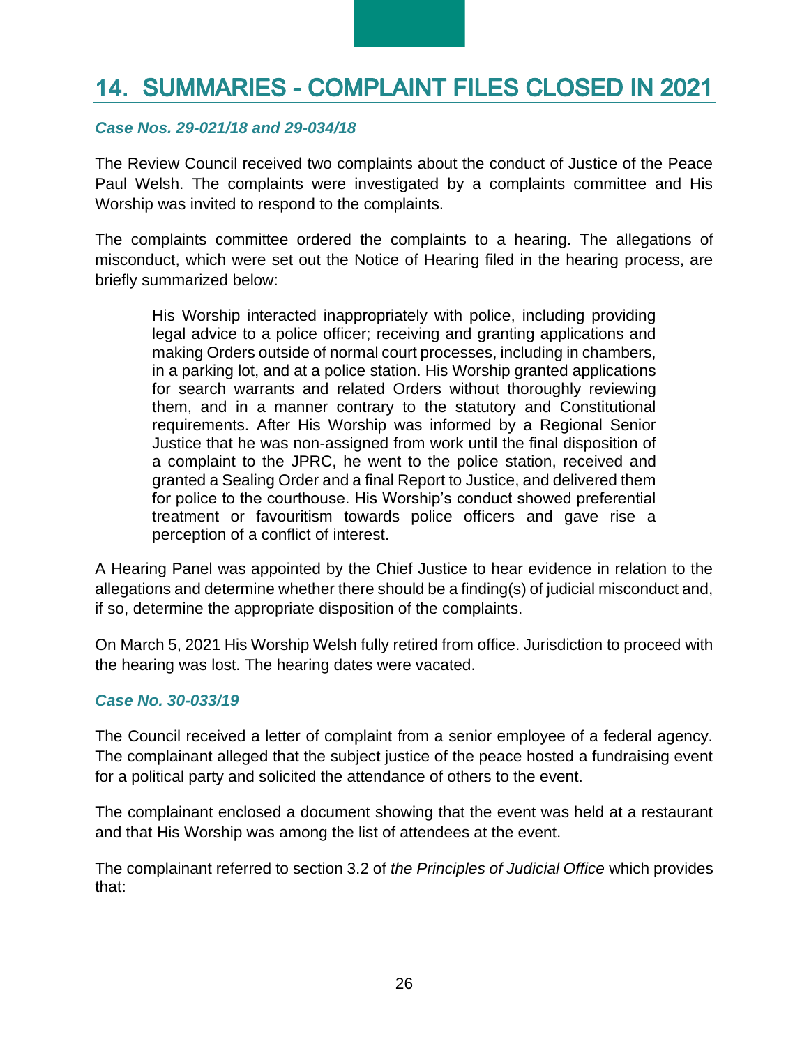# 14. SUMMARIES - COMPLAINT FILES CLOSED IN 2021

***Case Nos. 29-021/18 and 29-034/18***

The Review Council received two complaints about the conduct of Justice of the Peace Paul Welsh. The complaints were investigated by a complaints committee and His Worship was invited to respond to the complaints.

The complaints committee ordered the complaints to a hearing. The allegations of misconduct, which were set out the Notice of Hearing filed in the hearing process, are briefly summarized below:

> His Worship interacted inappropriately with police, including providing legal advice to a police officer; receiving and granting applications and making Orders outside of normal court processes, including in chambers, in a parking lot, and at a police station. His Worship granted applications for search warrants and related Orders without thoroughly reviewing them, and in a manner contrary to the statutory and Constitutional requirements. After His Worship was informed by a Regional Senior Justice that he was non-assigned from work until the final disposition of a complaint to the JPRC, he went to the police station, received and granted a Sealing Order and a final Report to Justice, and delivered them for police to the courthouse. His Worship's conduct showed preferential treatment or favouritism towards police officers and gave rise a perception of a conflict of interest.

A Hearing Panel was appointed by the Chief Justice to hear evidence in relation to the allegations and determine whether there should be a finding(s) of judicial misconduct and, if so, determine the appropriate disposition of the complaints.

On March 5, 2021 His Worship Welsh fully retired from office. Jurisdiction to proceed with the hearing was lost. The hearing dates were vacated.

***Case No. 30-033/19***

The Council received a letter of complaint from a senior employee of a federal agency. The complainant alleged that the subject justice of the peace hosted a fundraising event for a political party and solicited the attendance of others to the event.

The complainant enclosed a document showing that the event was held at a restaurant and that His Worship was among the list of attendees at the event.

The complainant referred to section 3.2 of *the Principles of Judicial Office* which provides that: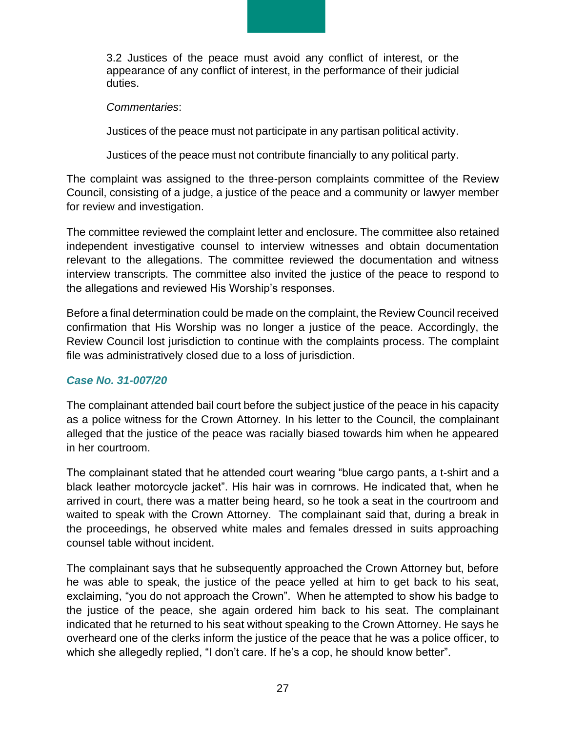> 3.2 Justices of the peace must avoid any conflict of interest, or the appearance of any conflict of interest, in the performance of their judicial duties.
>
> *Commentaries*:
>
> Justices of the peace must not participate in any partisan political activity.
>
> Justices of the peace must not contribute financially to any political party.

The complaint was assigned to the three-person complaints committee of the Review Council, consisting of a judge, a justice of the peace and a community or lawyer member for review and investigation.

The committee reviewed the complaint letter and enclosure. The committee also retained independent investigative counsel to interview witnesses and obtain documentation relevant to the allegations. The committee reviewed the documentation and witness interview transcripts. The committee also invited the justice of the peace to respond to the allegations and reviewed His Worship's responses.

Before a final determination could be made on the complaint, the Review Council received confirmation that His Worship was no longer a justice of the peace. Accordingly, the Review Council lost jurisdiction to continue with the complaints process. The complaint file was administratively closed due to a loss of jurisdiction.

### *Case No. 31-007/20*

The complainant attended bail court before the subject justice of the peace in his capacity as a police witness for the Crown Attorney. In his letter to the Council, the complainant alleged that the justice of the peace was racially biased towards him when he appeared in her courtroom.

The complainant stated that he attended court wearing "blue cargo pants, a t-shirt and a black leather motorcycle jacket". His hair was in cornrows. He indicated that, when he arrived in court, there was a matter being heard, so he took a seat in the courtroom and waited to speak with the Crown Attorney. The complainant said that, during a break in the proceedings, he observed white males and females dressed in suits approaching counsel table without incident.

The complainant says that he subsequently approached the Crown Attorney but, before he was able to speak, the justice of the peace yelled at him to get back to his seat, exclaiming, "you do not approach the Crown". When he attempted to show his badge to the justice of the peace, she again ordered him back to his seat. The complainant indicated that he returned to his seat without speaking to the Crown Attorney. He says he overheard one of the clerks inform the justice of the peace that he was a police officer, to which she allegedly replied, "I don't care. If he's a cop, he should know better".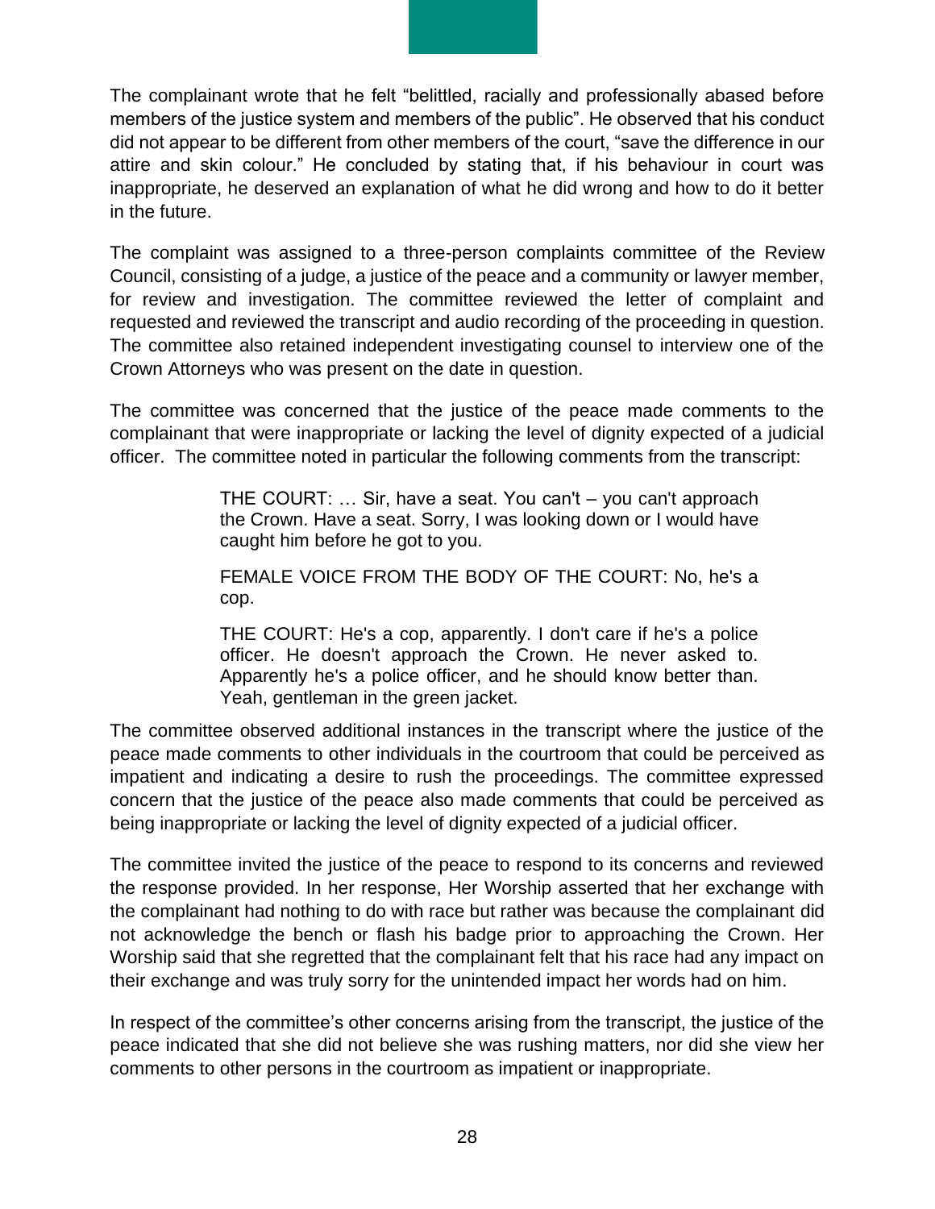The complainant wrote that he felt "belittled, racially and professionally abased before members of the justice system and members of the public". He observed that his conduct did not appear to be different from other members of the court, "save the difference in our attire and skin colour." He concluded by stating that, if his behaviour in court was inappropriate, he deserved an explanation of what he did wrong and how to do it better in the future.

The complaint was assigned to a three-person complaints committee of the Review Council, consisting of a judge, a justice of the peace and a community or lawyer member, for review and investigation. The committee reviewed the letter of complaint and requested and reviewed the transcript and audio recording of the proceeding in question. The committee also retained independent investigating counsel to interview one of the Crown Attorneys who was present on the date in question.

The committee was concerned that the justice of the peace made comments to the complainant that were inappropriate or lacking the level of dignity expected of a judicial officer. The committee noted in particular the following comments from the transcript:

> THE COURT: … Sir, have a seat. You can't – you can't approach the Crown. Have a seat. Sorry, I was looking down or I would have caught him before he got to you.
>
> FEMALE VOICE FROM THE BODY OF THE COURT: No, he's a cop.
>
> THE COURT: He's a cop, apparently. I don't care if he's a police officer. He doesn't approach the Crown. He never asked to. Apparently he's a police officer, and he should know better than. Yeah, gentleman in the green jacket.

The committee observed additional instances in the transcript where the justice of the peace made comments to other individuals in the courtroom that could be perceived as impatient and indicating a desire to rush the proceedings. The committee expressed concern that the justice of the peace also made comments that could be perceived as being inappropriate or lacking the level of dignity expected of a judicial officer.

The committee invited the justice of the peace to respond to its concerns and reviewed the response provided. In her response, Her Worship asserted that her exchange with the complainant had nothing to do with race but rather was because the complainant did not acknowledge the bench or flash his badge prior to approaching the Crown. Her Worship said that she regretted that the complainant felt that his race had any impact on their exchange and was truly sorry for the unintended impact her words had on him.

In respect of the committee's other concerns arising from the transcript, the justice of the peace indicated that she did not believe she was rushing matters, nor did she view her comments to other persons in the courtroom as impatient or inappropriate.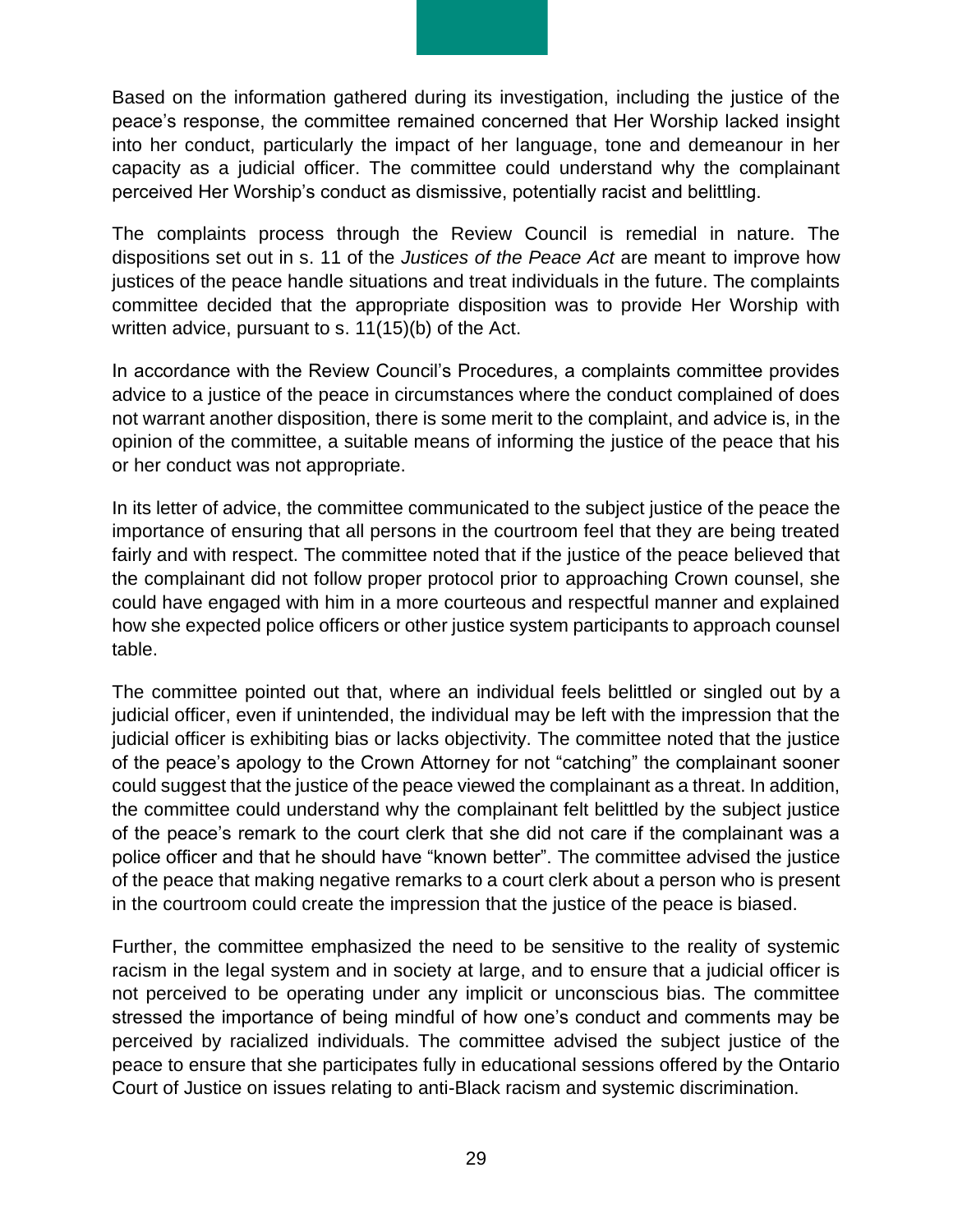Based on the information gathered during its investigation, including the justice of the peace's response, the committee remained concerned that Her Worship lacked insight into her conduct, particularly the impact of her language, tone and demeanour in her capacity as a judicial officer. The committee could understand why the complainant perceived Her Worship's conduct as dismissive, potentially racist and belittling.

The complaints process through the Review Council is remedial in nature. The dispositions set out in s. 11 of the *Justices of the Peace Act* are meant to improve how justices of the peace handle situations and treat individuals in the future. The complaints committee decided that the appropriate disposition was to provide Her Worship with written advice, pursuant to s. 11(15)(b) of the Act.

In accordance with the Review Council's Procedures, a complaints committee provides advice to a justice of the peace in circumstances where the conduct complained of does not warrant another disposition, there is some merit to the complaint, and advice is, in the opinion of the committee, a suitable means of informing the justice of the peace that his or her conduct was not appropriate.

In its letter of advice, the committee communicated to the subject justice of the peace the importance of ensuring that all persons in the courtroom feel that they are being treated fairly and with respect. The committee noted that if the justice of the peace believed that the complainant did not follow proper protocol prior to approaching Crown counsel, she could have engaged with him in a more courteous and respectful manner and explained how she expected police officers or other justice system participants to approach counsel table.

The committee pointed out that, where an individual feels belittled or singled out by a judicial officer, even if unintended, the individual may be left with the impression that the judicial officer is exhibiting bias or lacks objectivity. The committee noted that the justice of the peace's apology to the Crown Attorney for not "catching" the complainant sooner could suggest that the justice of the peace viewed the complainant as a threat. In addition, the committee could understand why the complainant felt belittled by the subject justice of the peace's remark to the court clerk that she did not care if the complainant was a police officer and that he should have "known better". The committee advised the justice of the peace that making negative remarks to a court clerk about a person who is present in the courtroom could create the impression that the justice of the peace is biased.

Further, the committee emphasized the need to be sensitive to the reality of systemic racism in the legal system and in society at large, and to ensure that a judicial officer is not perceived to be operating under any implicit or unconscious bias. The committee stressed the importance of being mindful of how one's conduct and comments may be perceived by racialized individuals. The committee advised the subject justice of the peace to ensure that she participates fully in educational sessions offered by the Ontario Court of Justice on issues relating to anti-Black racism and systemic discrimination.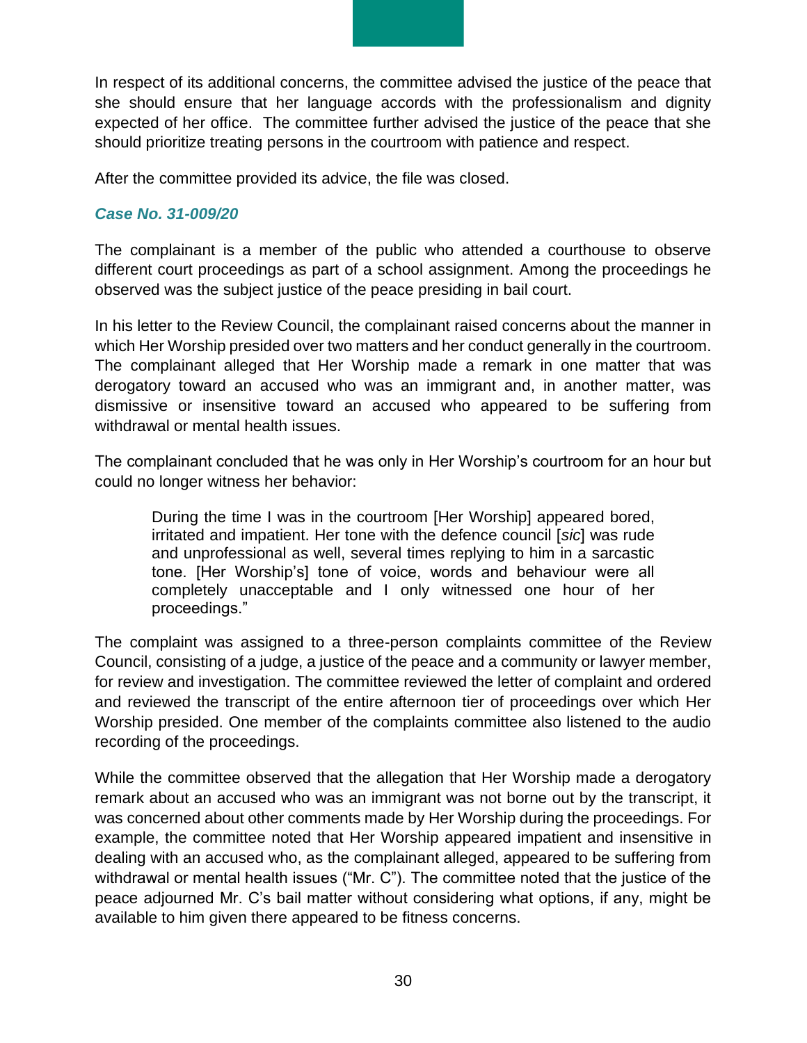In respect of its additional concerns, the committee advised the justice of the peace that she should ensure that her language accords with the professionalism and dignity expected of her office. The committee further advised the justice of the peace that she should prioritize treating persons in the courtroom with patience and respect.

After the committee provided its advice, the file was closed.

### *Case No. 31-009/20*

The complainant is a member of the public who attended a courthouse to observe different court proceedings as part of a school assignment. Among the proceedings he observed was the subject justice of the peace presiding in bail court.

In his letter to the Review Council, the complainant raised concerns about the manner in which Her Worship presided over two matters and her conduct generally in the courtroom. The complainant alleged that Her Worship made a remark in one matter that was derogatory toward an accused who was an immigrant and, in another matter, was dismissive or insensitive toward an accused who appeared to be suffering from withdrawal or mental health issues.

The complainant concluded that he was only in Her Worship's courtroom for an hour but could no longer witness her behavior:

> During the time I was in the courtroom [Her Worship] appeared bored, irritated and impatient. Her tone with the defence council [*sic*] was rude and unprofessional as well, several times replying to him in a sarcastic tone. [Her Worship's] tone of voice, words and behaviour were all completely unacceptable and I only witnessed one hour of her proceedings."

The complaint was assigned to a three-person complaints committee of the Review Council, consisting of a judge, a justice of the peace and a community or lawyer member, for review and investigation. The committee reviewed the letter of complaint and ordered and reviewed the transcript of the entire afternoon tier of proceedings over which Her Worship presided. One member of the complaints committee also listened to the audio recording of the proceedings.

While the committee observed that the allegation that Her Worship made a derogatory remark about an accused who was an immigrant was not borne out by the transcript, it was concerned about other comments made by Her Worship during the proceedings. For example, the committee noted that Her Worship appeared impatient and insensitive in dealing with an accused who, as the complainant alleged, appeared to be suffering from withdrawal or mental health issues ("Mr. C"). The committee noted that the justice of the peace adjourned Mr. C's bail matter without considering what options, if any, might be available to him given there appeared to be fitness concerns.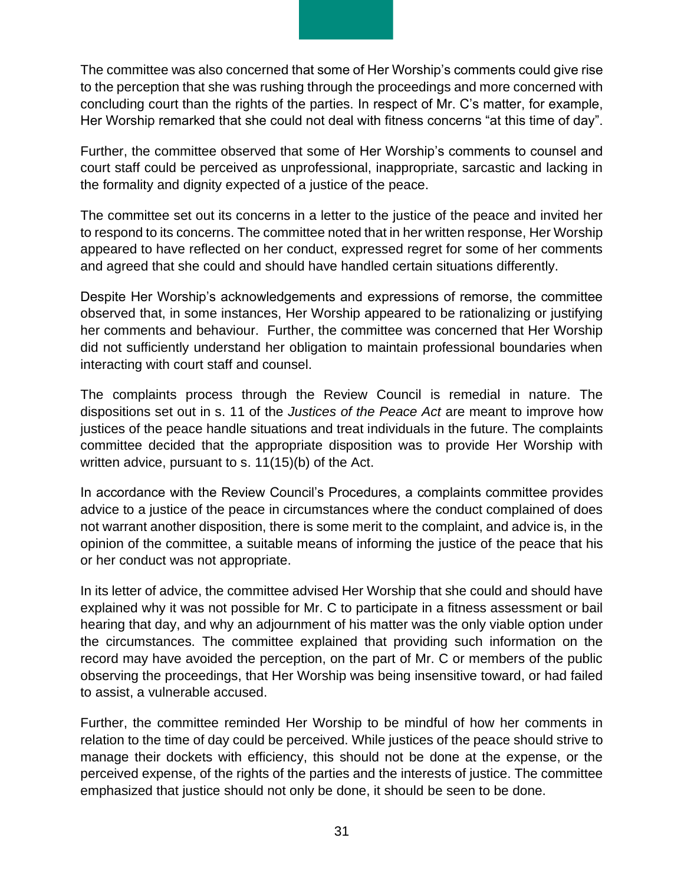The committee was also concerned that some of Her Worship's comments could give rise to the perception that she was rushing through the proceedings and more concerned with concluding court than the rights of the parties. In respect of Mr. C's matter, for example, Her Worship remarked that she could not deal with fitness concerns "at this time of day".

Further, the committee observed that some of Her Worship's comments to counsel and court staff could be perceived as unprofessional, inappropriate, sarcastic and lacking in the formality and dignity expected of a justice of the peace.

The committee set out its concerns in a letter to the justice of the peace and invited her to respond to its concerns. The committee noted that in her written response, Her Worship appeared to have reflected on her conduct, expressed regret for some of her comments and agreed that she could and should have handled certain situations differently.

Despite Her Worship's acknowledgements and expressions of remorse, the committee observed that, in some instances, Her Worship appeared to be rationalizing or justifying her comments and behaviour. Further, the committee was concerned that Her Worship did not sufficiently understand her obligation to maintain professional boundaries when interacting with court staff and counsel.

The complaints process through the Review Council is remedial in nature. The dispositions set out in s. 11 of the *Justices of the Peace Act* are meant to improve how justices of the peace handle situations and treat individuals in the future. The complaints committee decided that the appropriate disposition was to provide Her Worship with written advice, pursuant to s. 11(15)(b) of the Act.

In accordance with the Review Council's Procedures, a complaints committee provides advice to a justice of the peace in circumstances where the conduct complained of does not warrant another disposition, there is some merit to the complaint, and advice is, in the opinion of the committee, a suitable means of informing the justice of the peace that his or her conduct was not appropriate.

In its letter of advice, the committee advised Her Worship that she could and should have explained why it was not possible for Mr. C to participate in a fitness assessment or bail hearing that day, and why an adjournment of his matter was the only viable option under the circumstances. The committee explained that providing such information on the record may have avoided the perception, on the part of Mr. C or members of the public observing the proceedings, that Her Worship was being insensitive toward, or had failed to assist, a vulnerable accused.

Further, the committee reminded Her Worship to be mindful of how her comments in relation to the time of day could be perceived. While justices of the peace should strive to manage their dockets with efficiency, this should not be done at the expense, or the perceived expense, of the rights of the parties and the interests of justice. The committee emphasized that justice should not only be done, it should be seen to be done.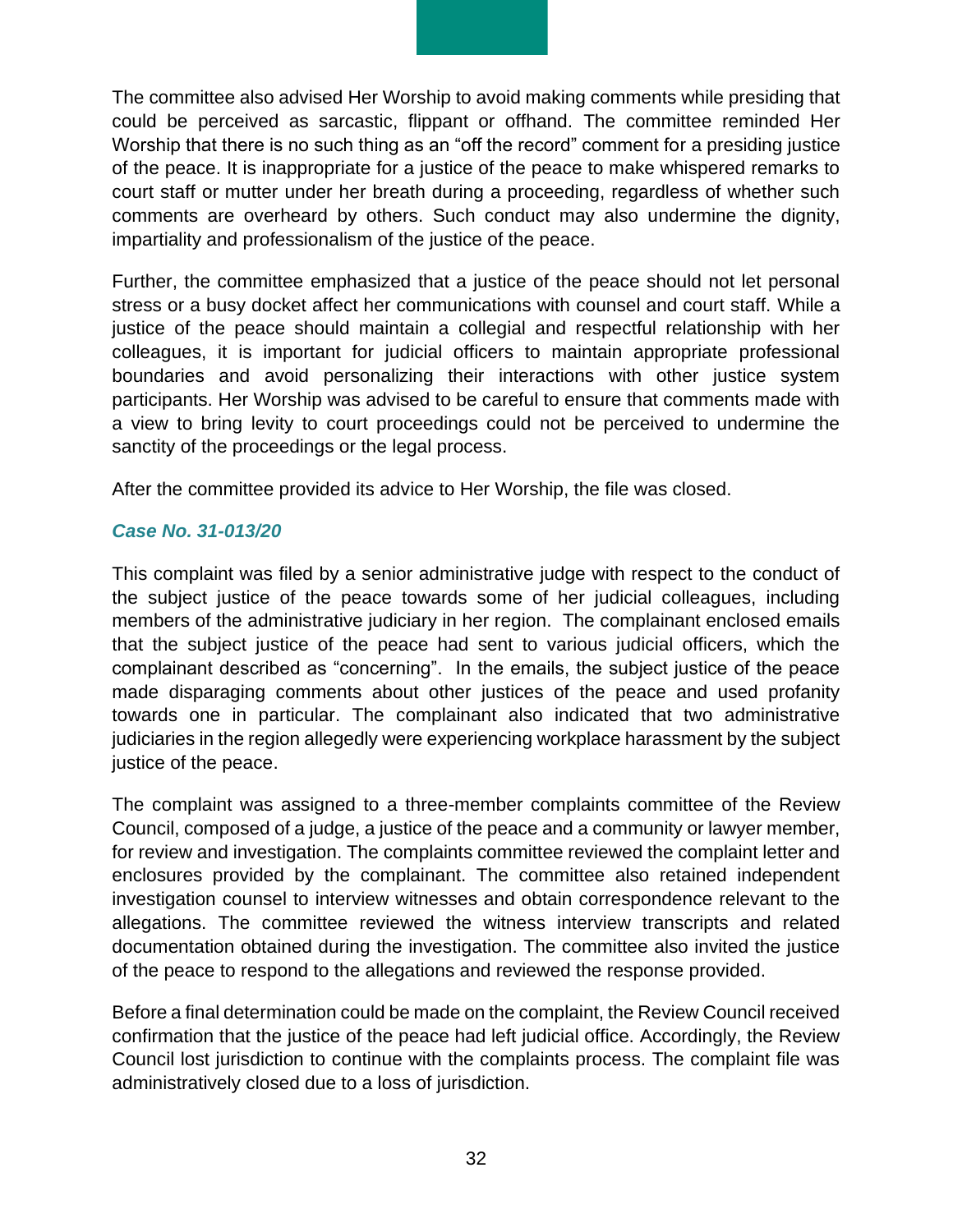The committee also advised Her Worship to avoid making comments while presiding that could be perceived as sarcastic, flippant or offhand. The committee reminded Her Worship that there is no such thing as an "off the record" comment for a presiding justice of the peace. It is inappropriate for a justice of the peace to make whispered remarks to court staff or mutter under her breath during a proceeding, regardless of whether such comments are overheard by others. Such conduct may also undermine the dignity, impartiality and professionalism of the justice of the peace.

Further, the committee emphasized that a justice of the peace should not let personal stress or a busy docket affect her communications with counsel and court staff. While a justice of the peace should maintain a collegial and respectful relationship with her colleagues, it is important for judicial officers to maintain appropriate professional boundaries and avoid personalizing their interactions with other justice system participants. Her Worship was advised to be careful to ensure that comments made with a view to bring levity to court proceedings could not be perceived to undermine the sanctity of the proceedings or the legal process.

After the committee provided its advice to Her Worship, the file was closed.

### *Case No. 31-013/20*

This complaint was filed by a senior administrative judge with respect to the conduct of the subject justice of the peace towards some of her judicial colleagues, including members of the administrative judiciary in her region. The complainant enclosed emails that the subject justice of the peace had sent to various judicial officers, which the complainant described as "concerning". In the emails, the subject justice of the peace made disparaging comments about other justices of the peace and used profanity towards one in particular. The complainant also indicated that two administrative judiciaries in the region allegedly were experiencing workplace harassment by the subject justice of the peace.

The complaint was assigned to a three-member complaints committee of the Review Council, composed of a judge, a justice of the peace and a community or lawyer member, for review and investigation. The complaints committee reviewed the complaint letter and enclosures provided by the complainant. The committee also retained independent investigation counsel to interview witnesses and obtain correspondence relevant to the allegations. The committee reviewed the witness interview transcripts and related documentation obtained during the investigation. The committee also invited the justice of the peace to respond to the allegations and reviewed the response provided.

Before a final determination could be made on the complaint, the Review Council received confirmation that the justice of the peace had left judicial office. Accordingly, the Review Council lost jurisdiction to continue with the complaints process. The complaint file was administratively closed due to a loss of jurisdiction.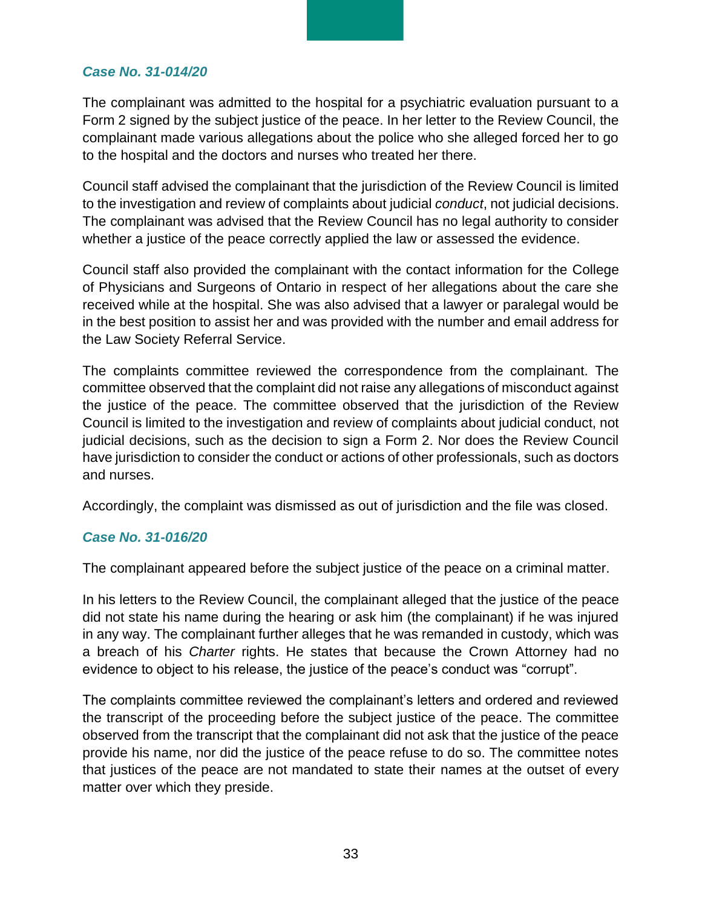### *Case No. 31-014/20*

The complainant was admitted to the hospital for a psychiatric evaluation pursuant to a Form 2 signed by the subject justice of the peace. In her letter to the Review Council, the complainant made various allegations about the police who she alleged forced her to go to the hospital and the doctors and nurses who treated her there.

Council staff advised the complainant that the jurisdiction of the Review Council is limited to the investigation and review of complaints about judicial *conduct*, not judicial decisions. The complainant was advised that the Review Council has no legal authority to consider whether a justice of the peace correctly applied the law or assessed the evidence.

Council staff also provided the complainant with the contact information for the College of Physicians and Surgeons of Ontario in respect of her allegations about the care she received while at the hospital. She was also advised that a lawyer or paralegal would be in the best position to assist her and was provided with the number and email address for the Law Society Referral Service.

The complaints committee reviewed the correspondence from the complainant. The committee observed that the complaint did not raise any allegations of misconduct against the justice of the peace. The committee observed that the jurisdiction of the Review Council is limited to the investigation and review of complaints about judicial conduct, not judicial decisions, such as the decision to sign a Form 2. Nor does the Review Council have jurisdiction to consider the conduct or actions of other professionals, such as doctors and nurses.

Accordingly, the complaint was dismissed as out of jurisdiction and the file was closed.

### *Case No. 31-016/20*

The complainant appeared before the subject justice of the peace on a criminal matter.

In his letters to the Review Council, the complainant alleged that the justice of the peace did not state his name during the hearing or ask him (the complainant) if he was injured in any way. The complainant further alleges that he was remanded in custody, which was a breach of his *Charter* rights. He states that because the Crown Attorney had no evidence to object to his release, the justice of the peace's conduct was "corrupt".

The complaints committee reviewed the complainant's letters and ordered and reviewed the transcript of the proceeding before the subject justice of the peace. The committee observed from the transcript that the complainant did not ask that the justice of the peace provide his name, nor did the justice of the peace refuse to do so. The committee notes that justices of the peace are not mandated to state their names at the outset of every matter over which they preside.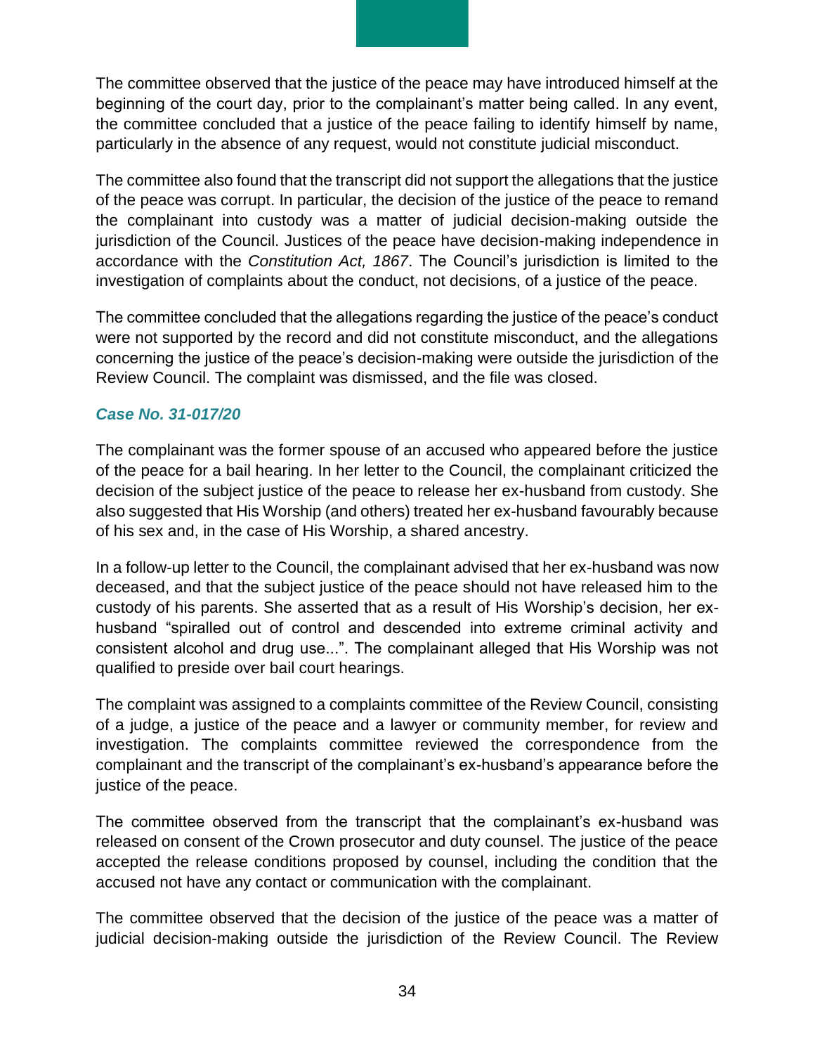The committee observed that the justice of the peace may have introduced himself at the beginning of the court day, prior to the complainant's matter being called. In any event, the committee concluded that a justice of the peace failing to identify himself by name, particularly in the absence of any request, would not constitute judicial misconduct.

The committee also found that the transcript did not support the allegations that the justice of the peace was corrupt. In particular, the decision of the justice of the peace to remand the complainant into custody was a matter of judicial decision-making outside the jurisdiction of the Council. Justices of the peace have decision-making independence in accordance with the *Constitution Act, 1867*. The Council's jurisdiction is limited to the investigation of complaints about the conduct, not decisions, of a justice of the peace.

The committee concluded that the allegations regarding the justice of the peace's conduct were not supported by the record and did not constitute misconduct, and the allegations concerning the justice of the peace's decision-making were outside the jurisdiction of the Review Council. The complaint was dismissed, and the file was closed.

### *Case No. 31-017/20*

The complainant was the former spouse of an accused who appeared before the justice of the peace for a bail hearing. In her letter to the Council, the complainant criticized the decision of the subject justice of the peace to release her ex-husband from custody. She also suggested that His Worship (and others) treated her ex-husband favourably because of his sex and, in the case of His Worship, a shared ancestry.

In a follow-up letter to the Council, the complainant advised that her ex-husband was now deceased, and that the subject justice of the peace should not have released him to the custody of his parents. She asserted that as a result of His Worship's decision, her ex-husband "spiralled out of control and descended into extreme criminal activity and consistent alcohol and drug use...". The complainant alleged that His Worship was not qualified to preside over bail court hearings.

The complaint was assigned to a complaints committee of the Review Council, consisting of a judge, a justice of the peace and a lawyer or community member, for review and investigation. The complaints committee reviewed the correspondence from the complainant and the transcript of the complainant's ex-husband's appearance before the justice of the peace.

The committee observed from the transcript that the complainant's ex-husband was released on consent of the Crown prosecutor and duty counsel. The justice of the peace accepted the release conditions proposed by counsel, including the condition that the accused not have any contact or communication with the complainant.

The committee observed that the decision of the justice of the peace was a matter of judicial decision-making outside the jurisdiction of the Review Council. The Review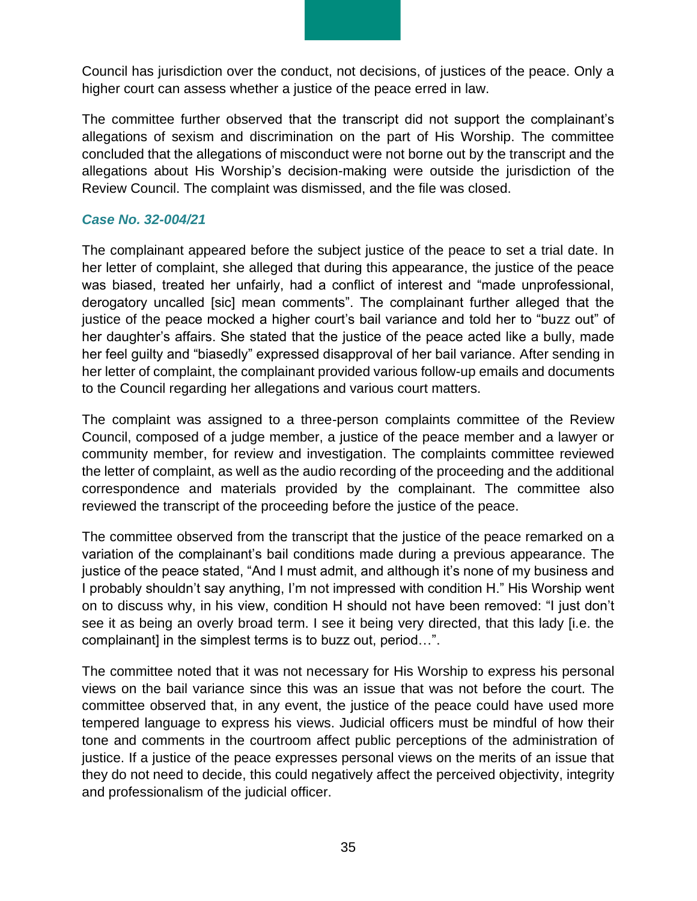Council has jurisdiction over the conduct, not decisions, of justices of the peace. Only a higher court can assess whether a justice of the peace erred in law.

The committee further observed that the transcript did not support the complainant's allegations of sexism and discrimination on the part of His Worship. The committee concluded that the allegations of misconduct were not borne out by the transcript and the allegations about His Worship's decision-making were outside the jurisdiction of the Review Council. The complaint was dismissed, and the file was closed.

### *Case No. 32-004/21*

The complainant appeared before the subject justice of the peace to set a trial date. In her letter of complaint, she alleged that during this appearance, the justice of the peace was biased, treated her unfairly, had a conflict of interest and "made unprofessional, derogatory uncalled [sic] mean comments". The complainant further alleged that the justice of the peace mocked a higher court's bail variance and told her to "buzz out" of her daughter's affairs. She stated that the justice of the peace acted like a bully, made her feel guilty and "biasedly" expressed disapproval of her bail variance. After sending in her letter of complaint, the complainant provided various follow-up emails and documents to the Council regarding her allegations and various court matters.

The complaint was assigned to a three-person complaints committee of the Review Council, composed of a judge member, a justice of the peace member and a lawyer or community member, for review and investigation. The complaints committee reviewed the letter of complaint, as well as the audio recording of the proceeding and the additional correspondence and materials provided by the complainant. The committee also reviewed the transcript of the proceeding before the justice of the peace.

The committee observed from the transcript that the justice of the peace remarked on a variation of the complainant's bail conditions made during a previous appearance. The justice of the peace stated, "And I must admit, and although it's none of my business and I probably shouldn't say anything, I'm not impressed with condition H." His Worship went on to discuss why, in his view, condition H should not have been removed: "I just don't see it as being an overly broad term. I see it being very directed, that this lady [i.e. the complainant] in the simplest terms is to buzz out, period…".

The committee noted that it was not necessary for His Worship to express his personal views on the bail variance since this was an issue that was not before the court. The committee observed that, in any event, the justice of the peace could have used more tempered language to express his views. Judicial officers must be mindful of how their tone and comments in the courtroom affect public perceptions of the administration of justice. If a justice of the peace expresses personal views on the merits of an issue that they do not need to decide, this could negatively affect the perceived objectivity, integrity and professionalism of the judicial officer.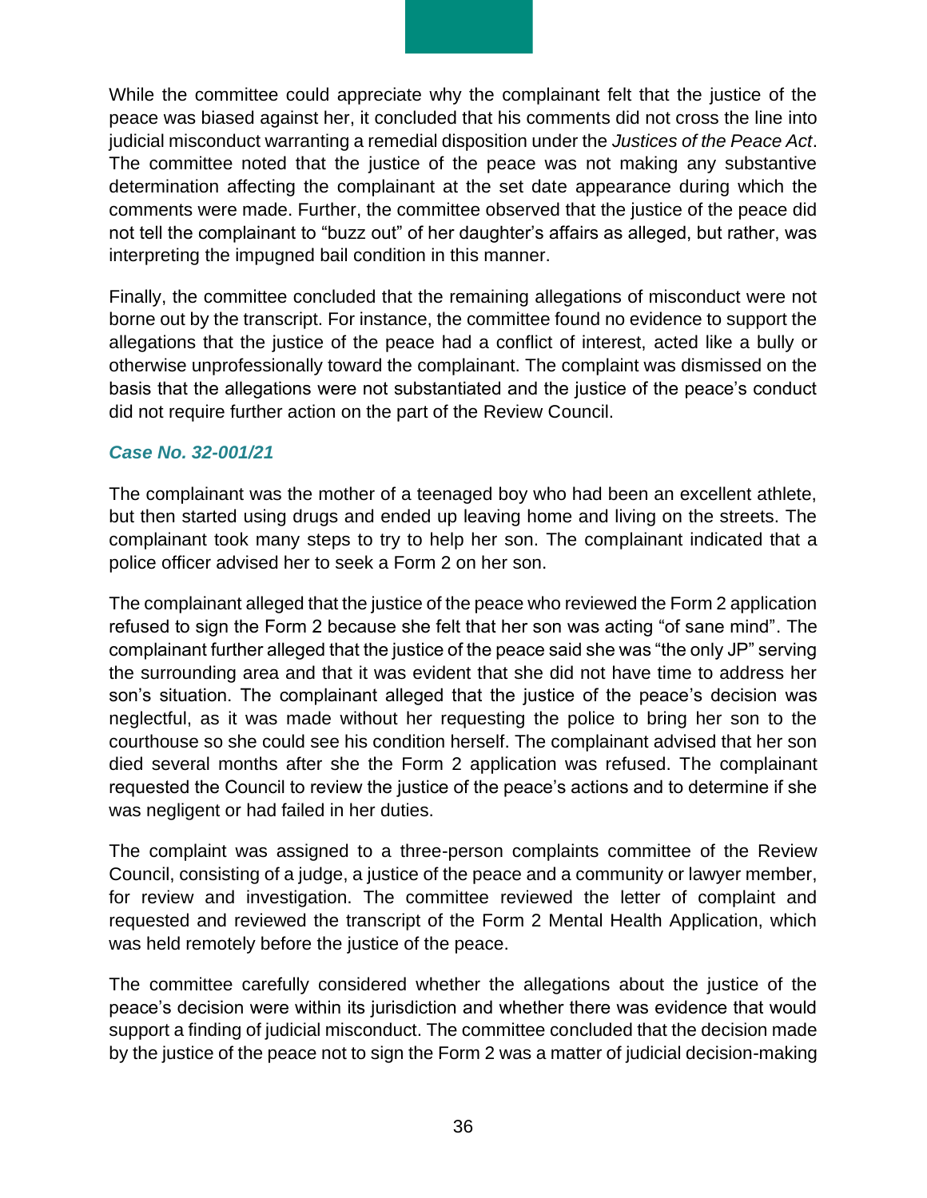While the committee could appreciate why the complainant felt that the justice of the peace was biased against her, it concluded that his comments did not cross the line into judicial misconduct warranting a remedial disposition under the *Justices of the Peace Act*. The committee noted that the justice of the peace was not making any substantive determination affecting the complainant at the set date appearance during which the comments were made. Further, the committee observed that the justice of the peace did not tell the complainant to "buzz out" of her daughter's affairs as alleged, but rather, was interpreting the impugned bail condition in this manner.

Finally, the committee concluded that the remaining allegations of misconduct were not borne out by the transcript. For instance, the committee found no evidence to support the allegations that the justice of the peace had a conflict of interest, acted like a bully or otherwise unprofessionally toward the complainant. The complaint was dismissed on the basis that the allegations were not substantiated and the justice of the peace's conduct did not require further action on the part of the Review Council.

### *Case No. 32-001/21*

The complainant was the mother of a teenaged boy who had been an excellent athlete, but then started using drugs and ended up leaving home and living on the streets. The complainant took many steps to try to help her son. The complainant indicated that a police officer advised her to seek a Form 2 on her son.

The complainant alleged that the justice of the peace who reviewed the Form 2 application refused to sign the Form 2 because she felt that her son was acting "of sane mind". The complainant further alleged that the justice of the peace said she was "the only JP" serving the surrounding area and that it was evident that she did not have time to address her son's situation. The complainant alleged that the justice of the peace's decision was neglectful, as it was made without her requesting the police to bring her son to the courthouse so she could see his condition herself. The complainant advised that her son died several months after she the Form 2 application was refused. The complainant requested the Council to review the justice of the peace's actions and to determine if she was negligent or had failed in her duties.

The complaint was assigned to a three-person complaints committee of the Review Council, consisting of a judge, a justice of the peace and a community or lawyer member, for review and investigation. The committee reviewed the letter of complaint and requested and reviewed the transcript of the Form 2 Mental Health Application, which was held remotely before the justice of the peace.

The committee carefully considered whether the allegations about the justice of the peace's decision were within its jurisdiction and whether there was evidence that would support a finding of judicial misconduct. The committee concluded that the decision made by the justice of the peace not to sign the Form 2 was a matter of judicial decision-making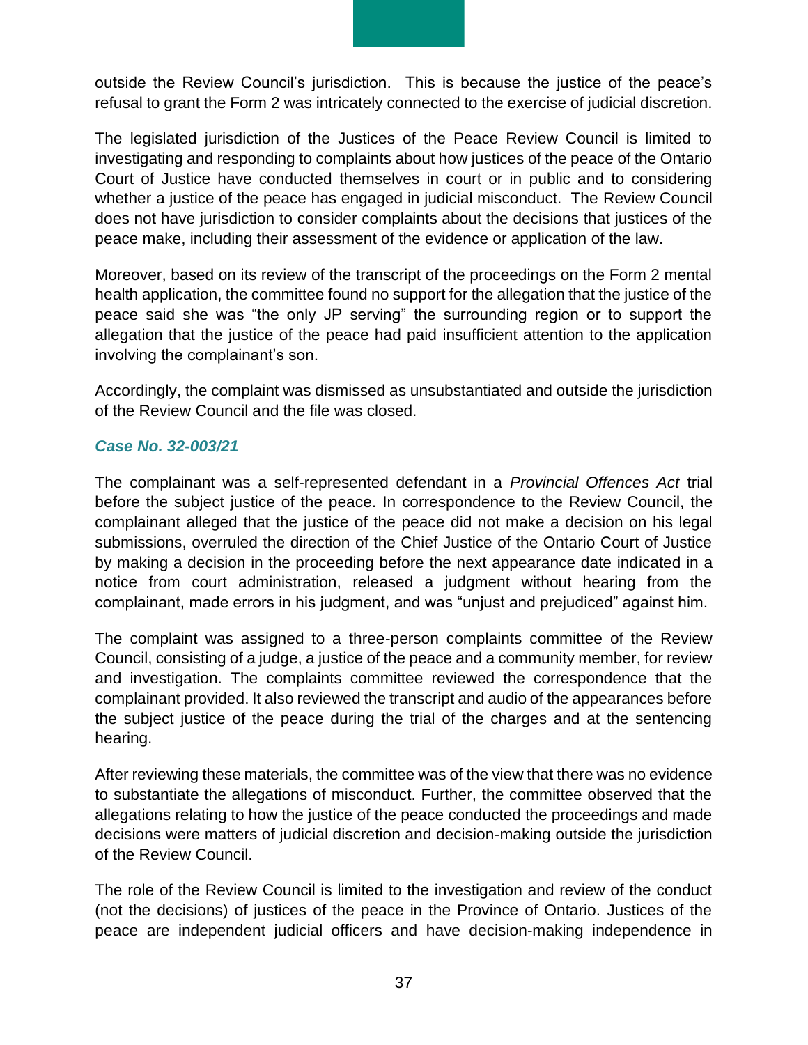outside the Review Council's jurisdiction. This is because the justice of the peace's refusal to grant the Form 2 was intricately connected to the exercise of judicial discretion.

The legislated jurisdiction of the Justices of the Peace Review Council is limited to investigating and responding to complaints about how justices of the peace of the Ontario Court of Justice have conducted themselves in court or in public and to considering whether a justice of the peace has engaged in judicial misconduct. The Review Council does not have jurisdiction to consider complaints about the decisions that justices of the peace make, including their assessment of the evidence or application of the law.

Moreover, based on its review of the transcript of the proceedings on the Form 2 mental health application, the committee found no support for the allegation that the justice of the peace said she was "the only JP serving" the surrounding region or to support the allegation that the justice of the peace had paid insufficient attention to the application involving the complainant's son.

Accordingly, the complaint was dismissed as unsubstantiated and outside the jurisdiction of the Review Council and the file was closed.

### *Case No. 32-003/21*

The complainant was a self-represented defendant in a *Provincial Offences Act* trial before the subject justice of the peace. In correspondence to the Review Council, the complainant alleged that the justice of the peace did not make a decision on his legal submissions, overruled the direction of the Chief Justice of the Ontario Court of Justice by making a decision in the proceeding before the next appearance date indicated in a notice from court administration, released a judgment without hearing from the complainant, made errors in his judgment, and was "unjust and prejudiced" against him.

The complaint was assigned to a three-person complaints committee of the Review Council, consisting of a judge, a justice of the peace and a community member, for review and investigation. The complaints committee reviewed the correspondence that the complainant provided. It also reviewed the transcript and audio of the appearances before the subject justice of the peace during the trial of the charges and at the sentencing hearing.

After reviewing these materials, the committee was of the view that there was no evidence to substantiate the allegations of misconduct. Further, the committee observed that the allegations relating to how the justice of the peace conducted the proceedings and made decisions were matters of judicial discretion and decision-making outside the jurisdiction of the Review Council.

The role of the Review Council is limited to the investigation and review of the conduct (not the decisions) of justices of the peace in the Province of Ontario. Justices of the peace are independent judicial officers and have decision-making independence in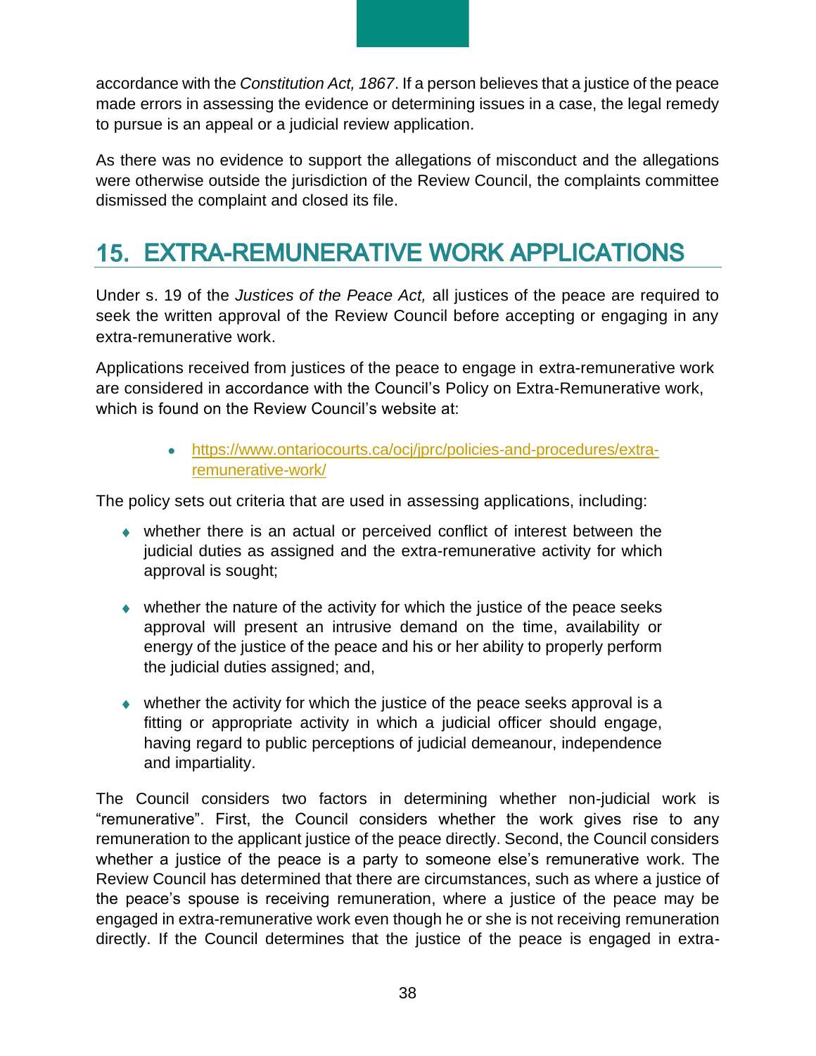accordance with the *Constitution Act, 1867*. If a person believes that a justice of the peace made errors in assessing the evidence or determining issues in a case, the legal remedy to pursue is an appeal or a judicial review application.

As there was no evidence to support the allegations of misconduct and the allegations were otherwise outside the jurisdiction of the Review Council, the complaints committee dismissed the complaint and closed its file.

## 15. EXTRA-REMUNERATIVE WORK APPLICATIONS

Under s. 19 of the *Justices of the Peace Act,* all justices of the peace are required to seek the written approval of the Review Council before accepting or engaging in any extra-remunerative work.

Applications received from justices of the peace to engage in extra-remunerative work are considered in accordance with the Council's Policy on Extra-Remunerative work, which is found on the Review Council's website at:

- https://www.ontariocourts.ca/ocj/jprc/policies-and-procedures/extra-remunerative-work/

The policy sets out criteria that are used in assessing applications, including:

- whether there is an actual or perceived conflict of interest between the judicial duties as assigned and the extra-remunerative activity for which approval is sought;
- whether the nature of the activity for which the justice of the peace seeks approval will present an intrusive demand on the time, availability or energy of the justice of the peace and his or her ability to properly perform the judicial duties assigned; and,
- whether the activity for which the justice of the peace seeks approval is a fitting or appropriate activity in which a judicial officer should engage, having regard to public perceptions of judicial demeanour, independence and impartiality.

The Council considers two factors in determining whether non-judicial work is "remunerative". First, the Council considers whether the work gives rise to any remuneration to the applicant justice of the peace directly. Second, the Council considers whether a justice of the peace is a party to someone else's remunerative work. The Review Council has determined that there are circumstances, such as where a justice of the peace's spouse is receiving remuneration, where a justice of the peace may be engaged in extra-remunerative work even though he or she is not receiving remuneration directly. If the Council determines that the justice of the peace is engaged in extra-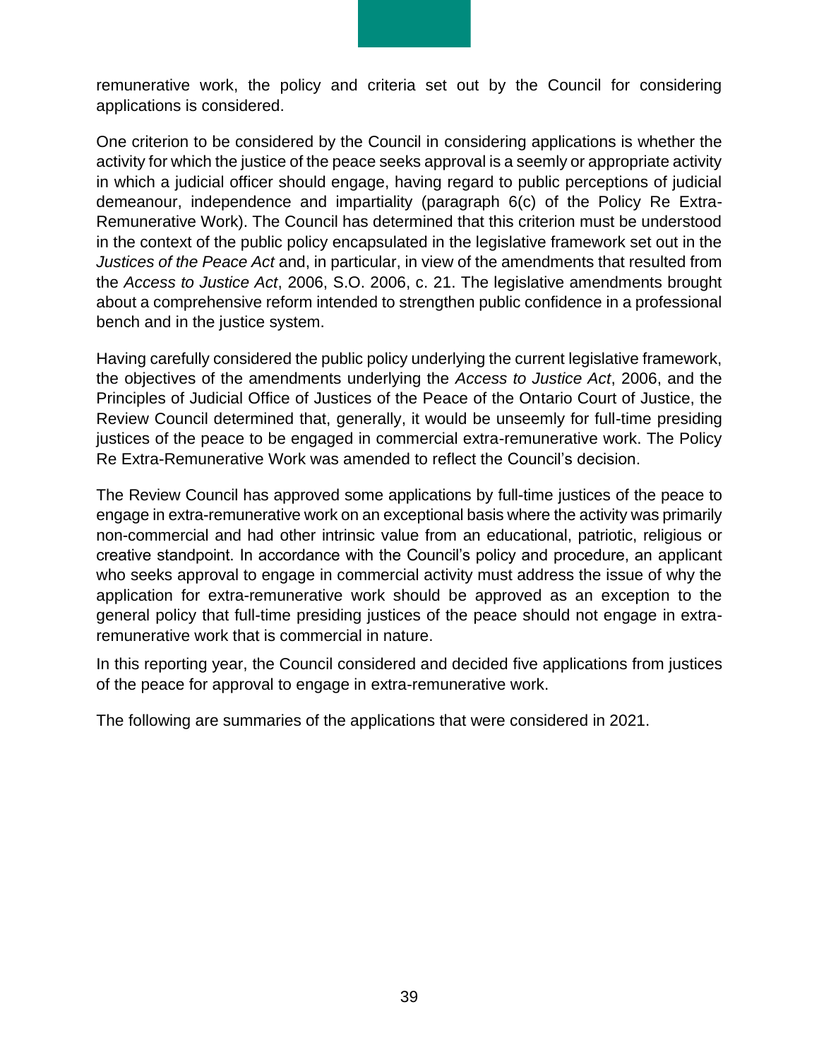remunerative work, the policy and criteria set out by the Council for considering applications is considered.

One criterion to be considered by the Council in considering applications is whether the activity for which the justice of the peace seeks approval is a seemly or appropriate activity in which a judicial officer should engage, having regard to public perceptions of judicial demeanour, independence and impartiality (paragraph 6(c) of the Policy Re Extra-Remunerative Work). The Council has determined that this criterion must be understood in the context of the public policy encapsulated in the legislative framework set out in the *Justices of the Peace Act* and, in particular, in view of the amendments that resulted from the *Access to Justice Act*, 2006, S.O. 2006, c. 21. The legislative amendments brought about a comprehensive reform intended to strengthen public confidence in a professional bench and in the justice system.

Having carefully considered the public policy underlying the current legislative framework, the objectives of the amendments underlying the *Access to Justice Act*, 2006, and the Principles of Judicial Office of Justices of the Peace of the Ontario Court of Justice, the Review Council determined that, generally, it would be unseemly for full-time presiding justices of the peace to be engaged in commercial extra-remunerative work. The Policy Re Extra-Remunerative Work was amended to reflect the Council's decision.

The Review Council has approved some applications by full-time justices of the peace to engage in extra-remunerative work on an exceptional basis where the activity was primarily non-commercial and had other intrinsic value from an educational, patriotic, religious or creative standpoint. In accordance with the Council's policy and procedure, an applicant who seeks approval to engage in commercial activity must address the issue of why the application for extra-remunerative work should be approved as an exception to the general policy that full-time presiding justices of the peace should not engage in extra-remunerative work that is commercial in nature.

In this reporting year, the Council considered and decided five applications from justices of the peace for approval to engage in extra-remunerative work.

The following are summaries of the applications that were considered in 2021.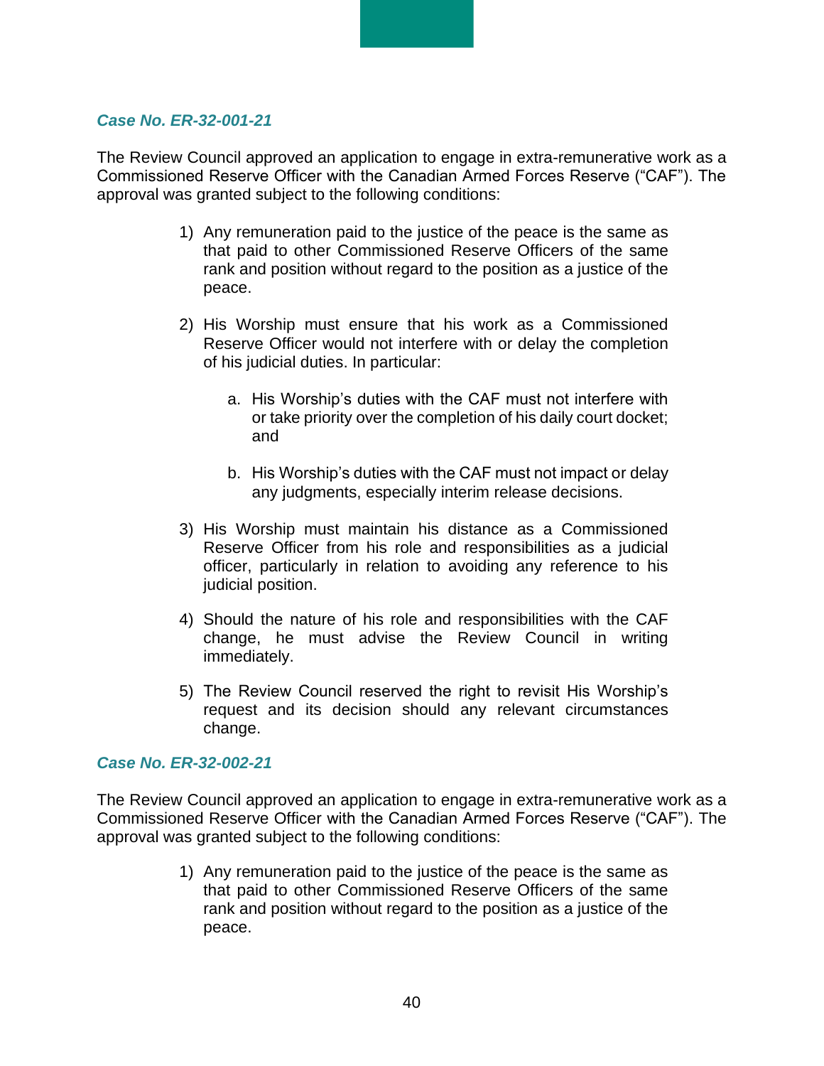### *Case No. ER-32-001-21*

The Review Council approved an application to engage in extra-remunerative work as a Commissioned Reserve Officer with the Canadian Armed Forces Reserve ("CAF"). The approval was granted subject to the following conditions:

1) Any remuneration paid to the justice of the peace is the same as that paid to other Commissioned Reserve Officers of the same rank and position without regard to the position as a justice of the peace.

2) His Worship must ensure that his work as a Commissioned Reserve Officer would not interfere with or delay the completion of his judicial duties. In particular:

    a. His Worship's duties with the CAF must not interfere with or take priority over the completion of his daily court docket; and

    b. His Worship's duties with the CAF must not impact or delay any judgments, especially interim release decisions.

3) His Worship must maintain his distance as a Commissioned Reserve Officer from his role and responsibilities as a judicial officer, particularly in relation to avoiding any reference to his judicial position.

4) Should the nature of his role and responsibilities with the CAF change, he must advise the Review Council in writing immediately.

5) The Review Council reserved the right to revisit His Worship's request and its decision should any relevant circumstances change.

### *Case No. ER-32-002-21*

The Review Council approved an application to engage in extra-remunerative work as a Commissioned Reserve Officer with the Canadian Armed Forces Reserve ("CAF"). The approval was granted subject to the following conditions:

1) Any remuneration paid to the justice of the peace is the same as that paid to other Commissioned Reserve Officers of the same rank and position without regard to the position as a justice of the peace.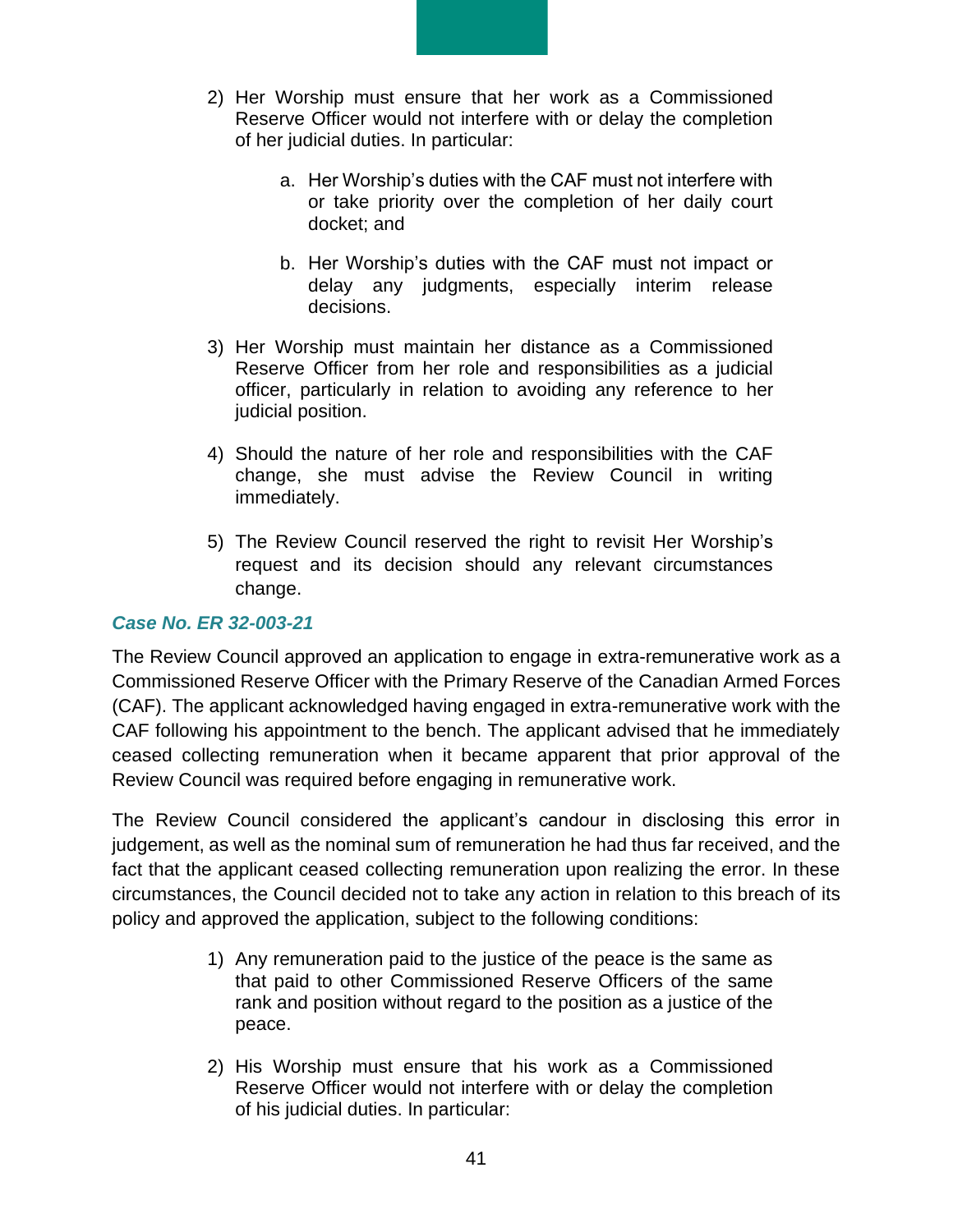2) Her Worship must ensure that her work as a Commissioned Reserve Officer would not interfere with or delay the completion of her judicial duties. In particular:

    a. Her Worship's duties with the CAF must not interfere with or take priority over the completion of her daily court docket; and

    b. Her Worship's duties with the CAF must not impact or delay any judgments, especially interim release decisions.

3) Her Worship must maintain her distance as a Commissioned Reserve Officer from her role and responsibilities as a judicial officer, particularly in relation to avoiding any reference to her judicial position.

4) Should the nature of her role and responsibilities with the CAF change, she must advise the Review Council in writing immediately.

5) The Review Council reserved the right to revisit Her Worship's request and its decision should any relevant circumstances change.

### *Case No. ER 32-003-21*

The Review Council approved an application to engage in extra-remunerative work as a Commissioned Reserve Officer with the Primary Reserve of the Canadian Armed Forces (CAF). The applicant acknowledged having engaged in extra-remunerative work with the CAF following his appointment to the bench. The applicant advised that he immediately ceased collecting remuneration when it became apparent that prior approval of the Review Council was required before engaging in remunerative work.

The Review Council considered the applicant's candour in disclosing this error in judgement, as well as the nominal sum of remuneration he had thus far received, and the fact that the applicant ceased collecting remuneration upon realizing the error. In these circumstances, the Council decided not to take any action in relation to this breach of its policy and approved the application, subject to the following conditions:

1) Any remuneration paid to the justice of the peace is the same as that paid to other Commissioned Reserve Officers of the same rank and position without regard to the position as a justice of the peace.

2) His Worship must ensure that his work as a Commissioned Reserve Officer would not interfere with or delay the completion of his judicial duties. In particular: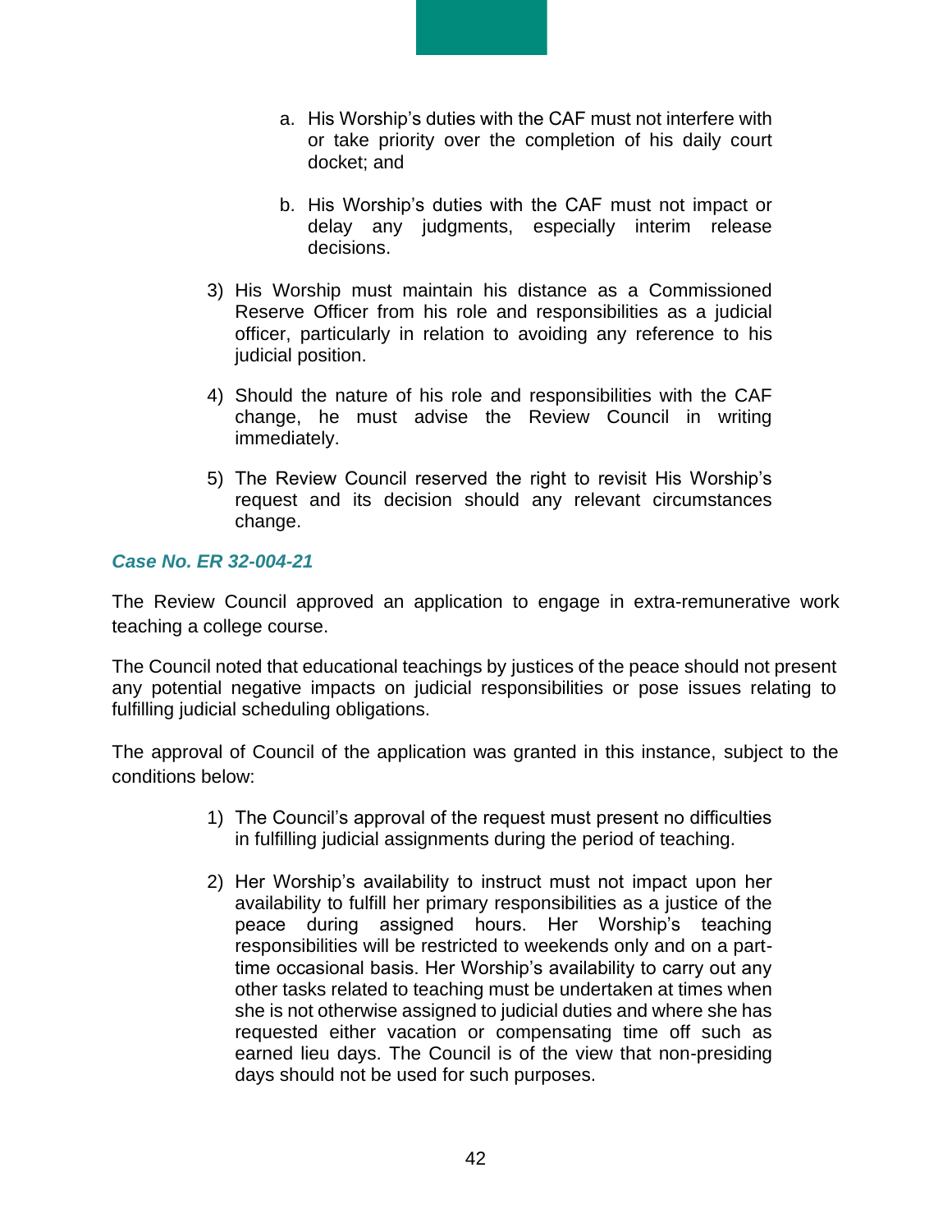a. His Worship's duties with the CAF must not interfere with or take priority over the completion of his daily court docket; and

   b. His Worship's duties with the CAF must not impact or delay any judgments, especially interim release decisions.

3) His Worship must maintain his distance as a Commissioned Reserve Officer from his role and responsibilities as a judicial officer, particularly in relation to avoiding any reference to his judicial position.

4) Should the nature of his role and responsibilities with the CAF change, he must advise the Review Council in writing immediately.

5) The Review Council reserved the right to revisit His Worship's request and its decision should any relevant circumstances change.

### *Case No. ER 32-004-21*

The Review Council approved an application to engage in extra-remunerative work teaching a college course.

The Council noted that educational teachings by justices of the peace should not present any potential negative impacts on judicial responsibilities or pose issues relating to fulfilling judicial scheduling obligations.

The approval of Council of the application was granted in this instance, subject to the conditions below:

1) The Council's approval of the request must present no difficulties in fulfilling judicial assignments during the period of teaching.

2) Her Worship's availability to instruct must not impact upon her availability to fulfill her primary responsibilities as a justice of the peace during assigned hours. Her Worship's teaching responsibilities will be restricted to weekends only and on a part-time occasional basis. Her Worship's availability to carry out any other tasks related to teaching must be undertaken at times when she is not otherwise assigned to judicial duties and where she has requested either vacation or compensating time off such as earned lieu days. The Council is of the view that non-presiding days should not be used for such purposes.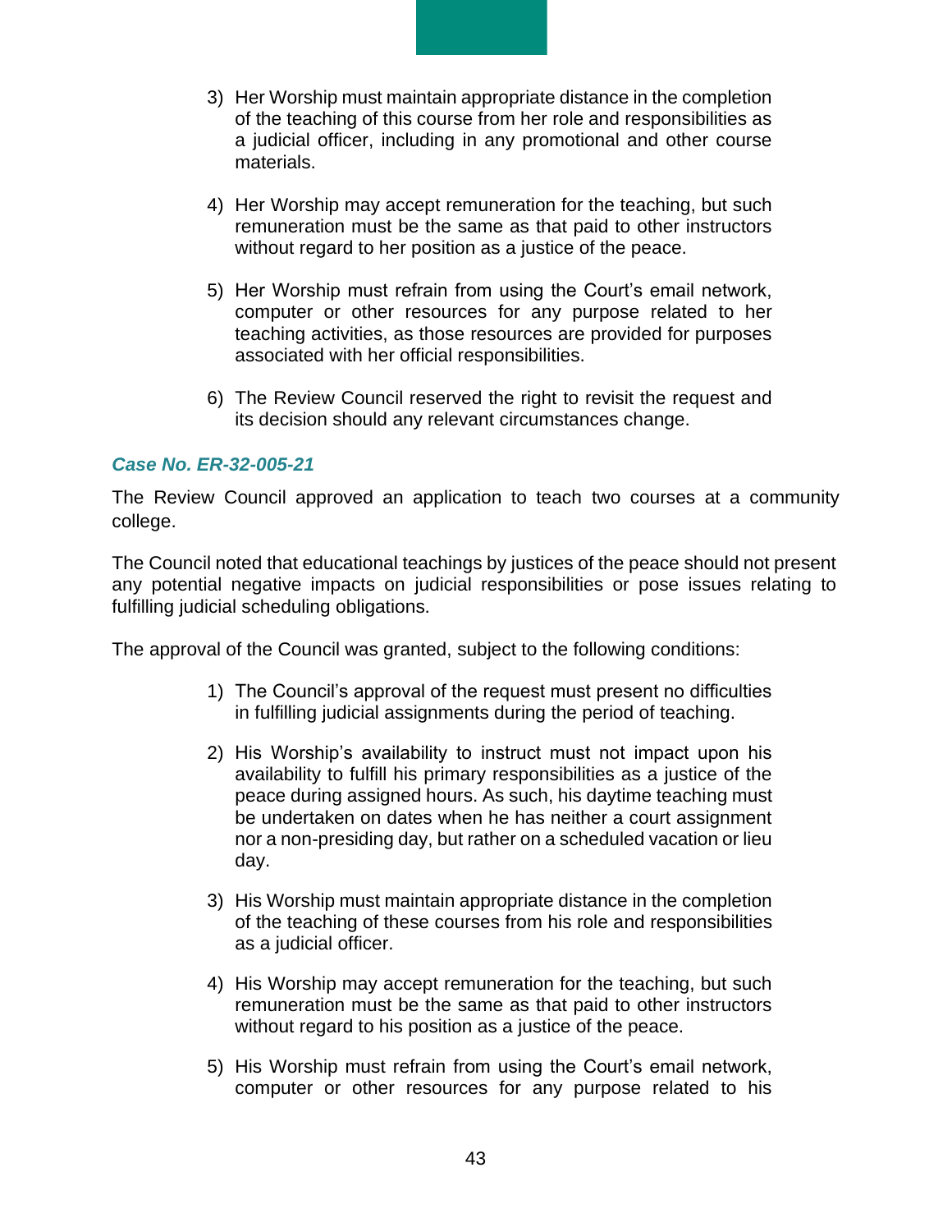3) Her Worship must maintain appropriate distance in the completion of the teaching of this course from her role and responsibilities as a judicial officer, including in any promotional and other course materials.

4) Her Worship may accept remuneration for the teaching, but such remuneration must be the same as that paid to other instructors without regard to her position as a justice of the peace.

5) Her Worship must refrain from using the Court's email network, computer or other resources for any purpose related to her teaching activities, as those resources are provided for purposes associated with her official responsibilities.

6) The Review Council reserved the right to revisit the request and its decision should any relevant circumstances change.

### *Case No. ER-32-005-21*

The Review Council approved an application to teach two courses at a community college.

The Council noted that educational teachings by justices of the peace should not present any potential negative impacts on judicial responsibilities or pose issues relating to fulfilling judicial scheduling obligations.

The approval of the Council was granted, subject to the following conditions:

1) The Council's approval of the request must present no difficulties in fulfilling judicial assignments during the period of teaching.

2) His Worship's availability to instruct must not impact upon his availability to fulfill his primary responsibilities as a justice of the peace during assigned hours. As such, his daytime teaching must be undertaken on dates when he has neither a court assignment nor a non-presiding day, but rather on a scheduled vacation or lieu day.

3) His Worship must maintain appropriate distance in the completion of the teaching of these courses from his role and responsibilities as a judicial officer.

4) His Worship may accept remuneration for the teaching, but such remuneration must be the same as that paid to other instructors without regard to his position as a justice of the peace.

5) His Worship must refrain from using the Court's email network, computer or other resources for any purpose related to his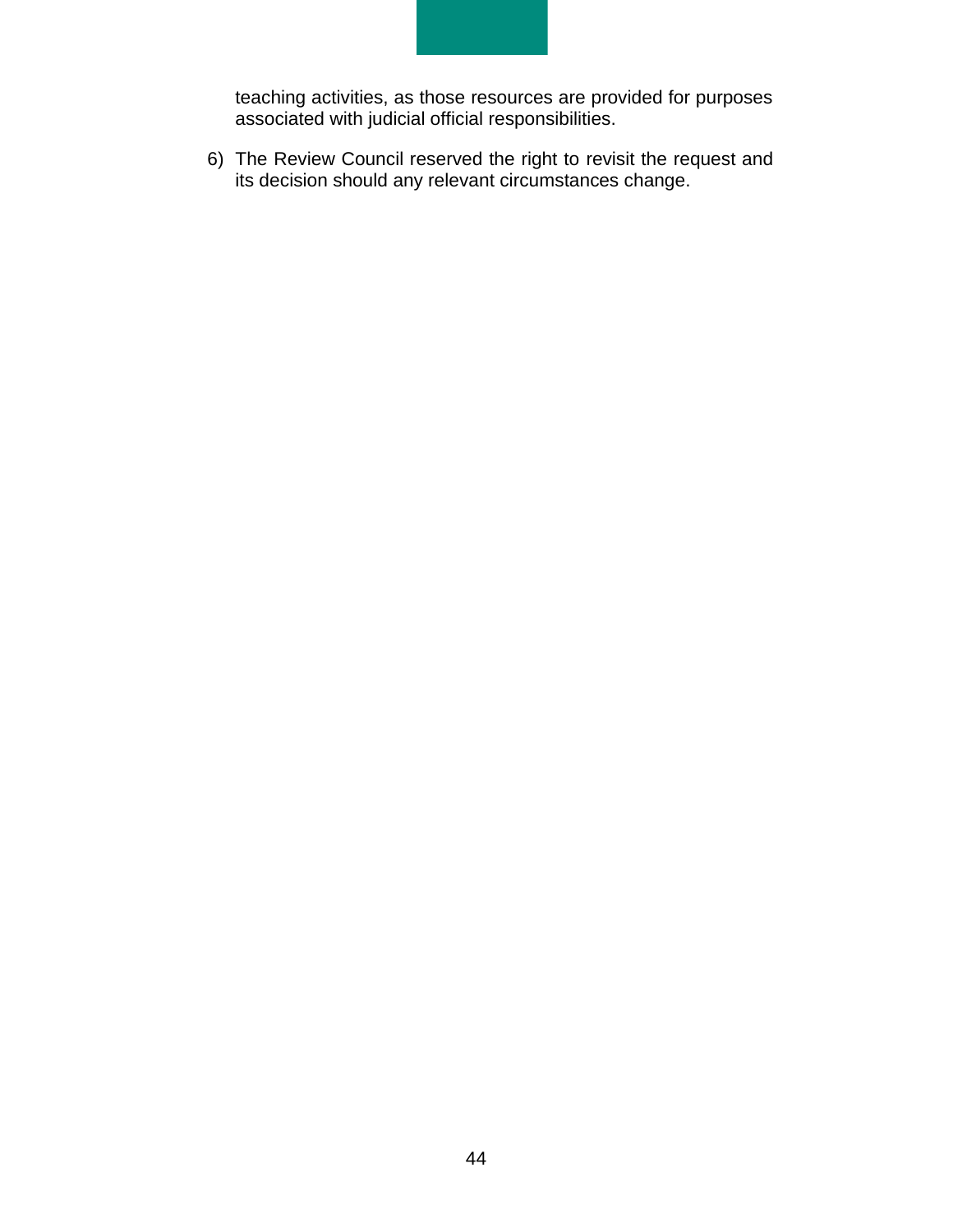teaching activities, as those resources are provided for purposes associated with judicial official responsibilities.

6) The Review Council reserved the right to revisit the request and its decision should any relevant circumstances change.